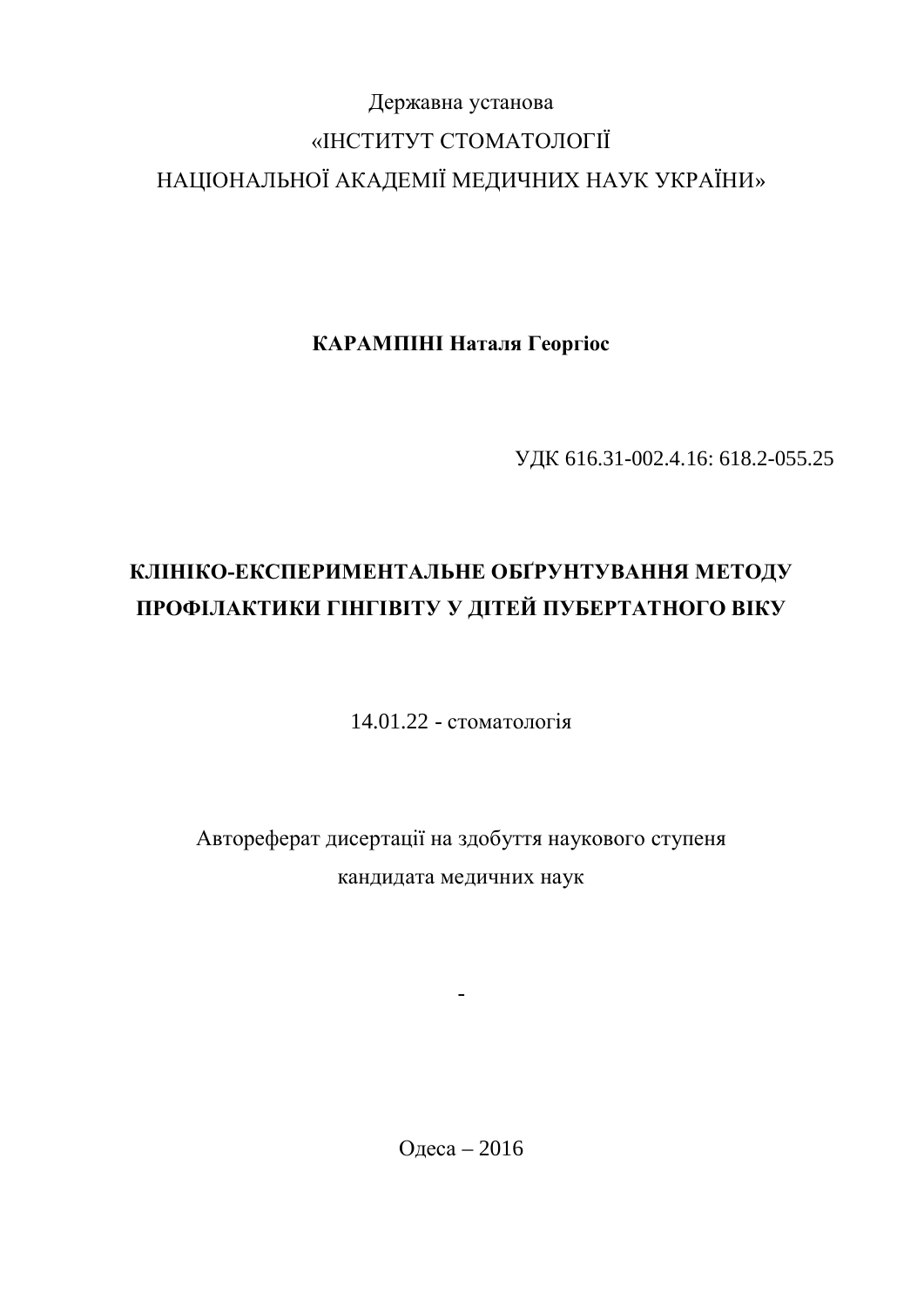Державна установа

«ІНСТИТУТ СТОМАТОЛОГІЇ

НАЦІОНАЛЬНОЇ АКАДЕМІЇ МЕДИЧНИХ НАУК УКРАЇНИ»

**КАРАМПІНІ Наталя Георгіос**

УДК 616.31-002.4.16: 618.2-055.25

# КЛІНІКО-ЕКСПЕРИМЕНТАЛЬНЕ ОБҐРУНТУВАННЯ МЕТОДУ ПРОФІЛАКТИКИ ГІНГІВІТУ У ДІТЕЙ ПУБЕРТАТНОГО ВІКУ

14.01.22 - стоматологія

Автореферат дисертації на здобуття наукового ступеня

кандидата медичних наук

-

Одеса – 2016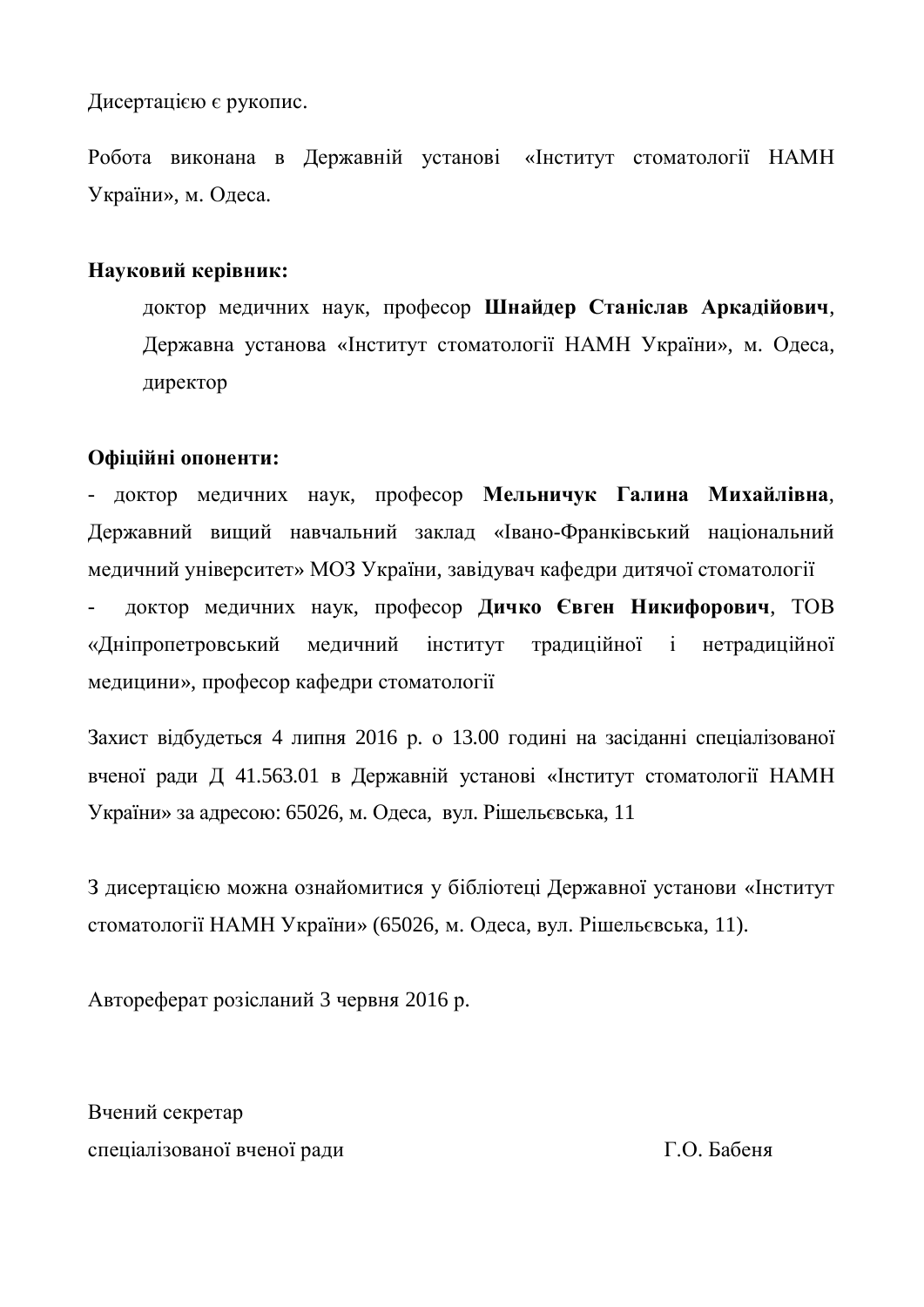Дисертацією є рукопис.

Робота виконана в Державній установі «Інститут стоматології НАМН України», м. Одеса.

**Науковий керівник:**

доктор медичних наук, професор **Шнайдер Станіслав Аркадійович**, Державна установа «Інститут стоматології НАМН України», м. Одеса, директор

**Офіційні опоненти:**

- доктор медичних наук, професор **Мельничук Галина Михайлівна**, Державний вищий навчальний заклад «Івано-Франківський національний медичний університет» МОЗ України, завідувач кафедри дитячої стоматології
- доктор медичних наук, професор **Дичко Євген Никифорович**, ТОВ «Дніпропетровський медичний інститут традиційної і нетрадиційної медицини», професор кафедри стоматології

Захист відбудеться 4 липня 2016 р. о 13.00 годині на засіданні спеціалізованої вченої ради Д 41.563.01 в Державній установі «Інститут стоматології НАМН України» за адресою: 65026, м. Одеса, вул. Рішельєвська, 11

З дисертацією можна ознайомитися у бібліотеці Державної установи «Інститут стоматології НАМН України» (65026, м. Одеса, вул. Рішельєвська, 11).

Автореферат розісланий 3 червня 2016 р.

Вчений секретар
спеціалізованої вченої ради Г.О. Бабеня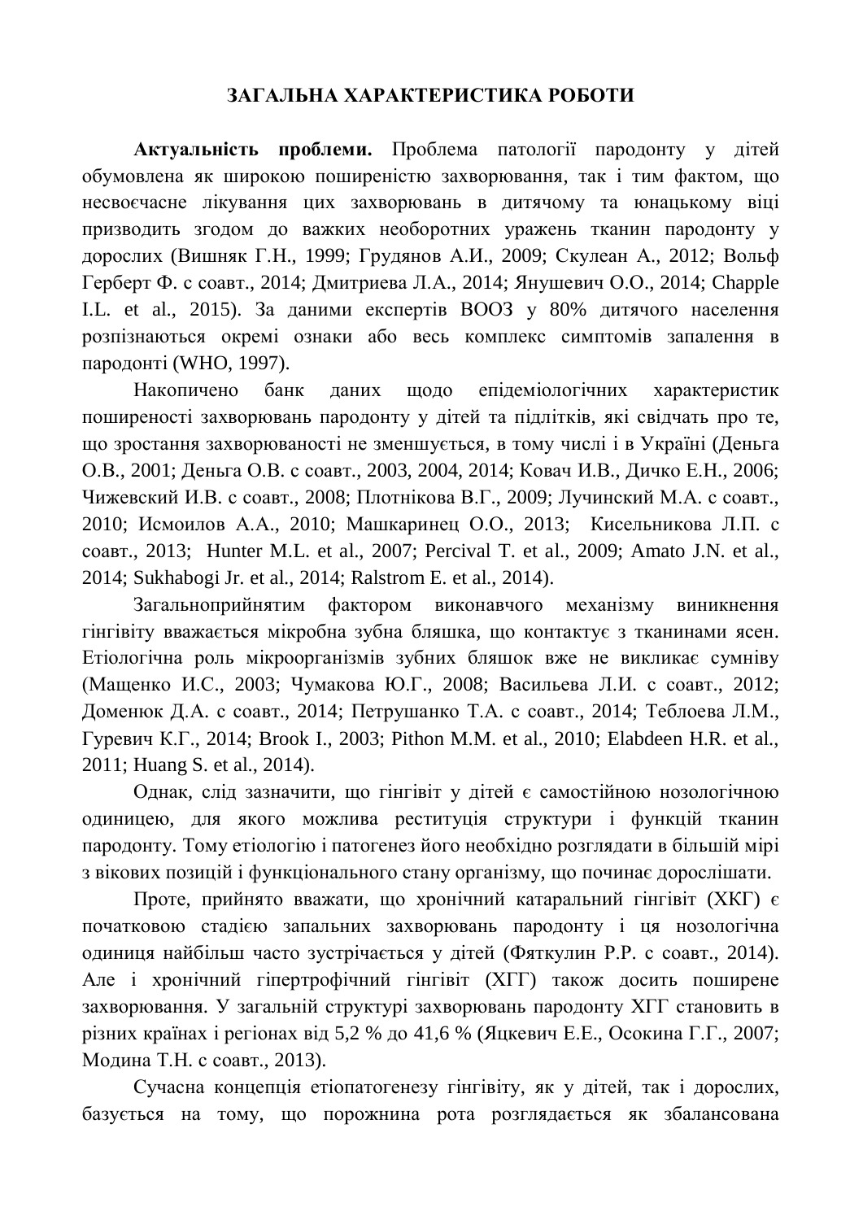## ЗАГАЛЬНА ХАРАКТЕРИСТИКА РОБОТИ

**Актуальність проблеми.** Проблема патології пародонту у дітей обумовлена як широкою поширеністю захворювання, так і тим фактом, що несвоєчасне лікування цих захворювань в дитячому та юнацькому віці призводить згодом до важких необоротних уражень тканин пародонту у дорослих (Вишняк Г.Н., 1999; Грудянов А.И., 2009; Скулеан А., 2012; Вольф Герберт Ф. с соавт., 2014; Дмитриева Л.А., 2014; Янушевич О.О., 2014; Chapple I.L. et al., 2015). За даними експертів ВООЗ у 80% дитячого населення розпізнаються окремі ознаки або весь комплекс симптомів запалення в пародонті (WHO, 1997).

Накопичено банк даних щодо епідеміологічних характеристик поширеності захворювань пародонту у дітей та підлітків, які свідчать про те, що зростання захворюваності не зменшується, в тому числі і в Україні (Деньга О.В., 2001; Деньга О.В. с соавт., 2003, 2004, 2014; Ковач И.В., Дичко Е.Н., 2006; Чижевский И.В. с соавт., 2008; Плотнікова В.Г., 2009; Лучинский М.А. с соавт., 2010; Исмоилов А.А., 2010; Машкаринец О.О., 2013; Кисельникова Л.П. с соавт., 2013; Hunter M.L. et al., 2007; Percival T. et al., 2009; Amato J.N. et al., 2014; Sukhabogi Jr. et al., 2014; Ralstrom E. et al., 2014).

Загальноприйнятим фактором виконавчого механізму виникнення гінгівіту вважається мікробна зубна бляшка, що контактує з тканинами ясен. Етіологічна роль мікроорганізмів зубних бляшок вже не викликає сумніву (Мащенко И.С., 2003; Чумакова Ю.Г., 2008; Васильева Л.И. с соавт., 2012; Доменюк Д.А. с соавт., 2014; Петрушанко Т.А. с соавт., 2014; Теблоева Л.М., Гуревич К.Г., 2014; Brook I., 2003; Pithon M.M. et al., 2010; Elabdeen H.R. et al., 2011; Huang S. et al., 2014).

Однак, слід зазначити, що гінгівіт у дітей є самостійною нозологічною одиницею, для якого можлива реституція структури і функцій тканин пародонту. Тому етіологію і патогенез його необхідно розглядати в більшій мірі з вікових позицій і функціонального стану організму, що починає дорослішати.

Проте, прийнято вважати, що хронічний катаральний гінгівіт (ХКГ) є початковою стадією запальних захворювань пародонту і ця нозологічна одиниця найбільш часто зустрічається у дітей (Фяткулин Р.Р. с соавт., 2014). Але і хронічний гіпертрофічний гінгівіт (ХГГ) також досить поширене захворювання. У загальній структурі захворювань пародонту ХГГ становить в різних країнах і регіонах від 5,2 % до 41,6 % (Яцкевич Е.Е., Осокина Г.Г., 2007; Модина Т.Н. с соавт., 2013).

Сучасна концепція етіопатогенезу гінгівіту, як у дітей, так і дорослих, базується на тому, що порожнина рота розглядається як збалансована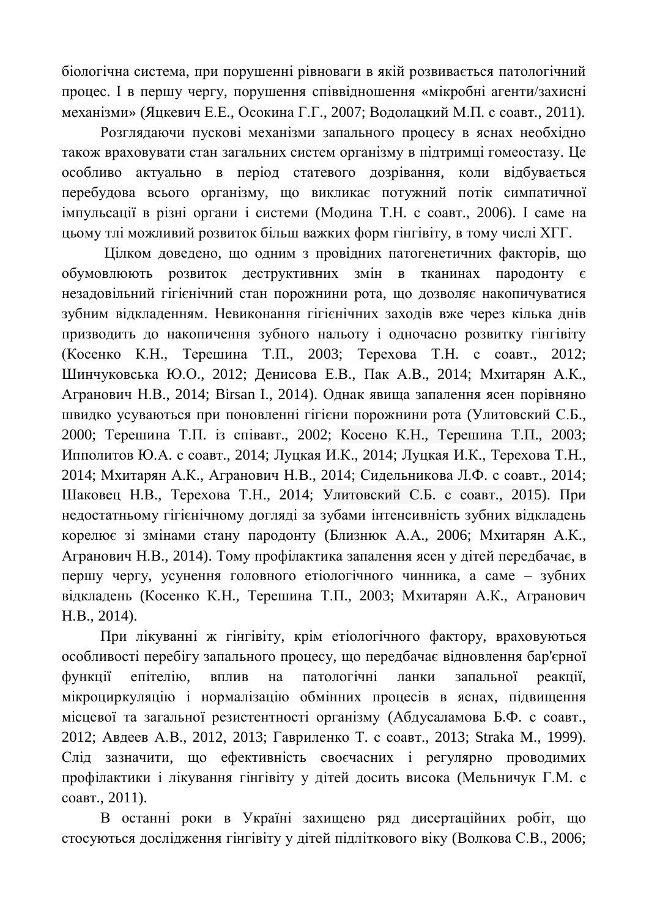біологічна система, при порушенні рівноваги в якій розвивається патологічний процес. І в першу чергу, порушення співвідношення «мікробні агенти/захисні механізми» (Яцкевич Е.Е., Осокина Г.Г., 2007; Водолацкий М.П. с соавт., 2011).

Розглядаючи пускові механізми запального процесу в яснах необхідно також враховувати стан загальних систем організму в підтримці гомеостазу. Це особливо актуально в період статевого дозрівання, коли відбувається перебудова всього організму, що викликає потужний потік симпатичної імпульсації в різні органи і системи (Модина Т.Н. с соавт., 2006). І саме на цьому тлі можливий розвиток більш важких форм гінгівіту, в тому числі ХГГ.

Цілком доведено, що одним з провідних патогенетичних факторів, що обумовлюють розвиток деструктивних змін в тканинах пародонту є незадовільний гігієнічний стан порожнини рота, що дозволяє накопичуватися зубним відкладенням. Невиконання гігієнічних заходів вже через кілька днів призводить до накопичення зубного нальоту і одночасно розвитку гінгівіту (Косенко К.Н., Терешина Т.П., 2003; Терехова Т.Н. с соавт., 2012; Шинчуковська Ю.О., 2012; Денисова Е.В., Пак А.В., 2014; Мхитарян А.К., Агранович Н.В., 2014; Birsan I., 2014). Однак явища запалення ясен порівняно швидко усуваються при поновленні гігієни порожнини рота (Улитовский С.Б., 2000; Терешина Т.П. із співавт., 2002; Косено К.Н., Терешина Т.П., 2003; Ипполитов Ю.А. с соавт., 2014; Луцкая И.К., 2014; Луцкая И.К., Терехова Т.Н., 2014; Мхитарян А.К., Агранович Н.В., 2014; Сидельникова Л.Ф. с соавт., 2014; Шаковец Н.В., Терехова Т.Н., 2014; Улитовский С.Б. с соавт., 2015). При недостатньому гігієнічному догляді за зубами інтенсивність зубних відкладень корелює зі змінами стану пародонту (Близнюк А.А., 2006; Мхитарян А.К., Агранович Н.В., 2014). Тому профілактика запалення ясен у дітей передбачає, в першу чергу, усунення головного етіологічного чинника, а саме – зубних відкладень (Косенко К.Н., Терешина Т.П., 2003; Мхитарян А.К., Агранович Н.В., 2014).

При лікуванні ж гінгівіту, крім етіологічного фактору, враховуються особливості перебігу запального процесу, що передбачає відновлення бар'єрної функції епітелію, вплив на патологічні ланки запальної реакції, мікроциркуляцію і нормалізацію обмінних процесів в яснах, підвищення місцевої та загальної резистентності організму (Абдусаламова Б.Ф. с соавт., 2012; Авдеев А.В., 2012, 2013; Гавриленко Т. с соавт., 2013; Straka M., 1999). Слід зазначити, що ефективність своєчасних і регулярно проводимих профілактики і лікування гінгівіту у дітей досить висока (Мельничук Г.М. с соавт., 2011).

В останні роки в Україні захищено ряд дисертаційних робіт, що стосуються дослідження гінгівіту у дітей підліткового віку (Волкова С.В., 2006;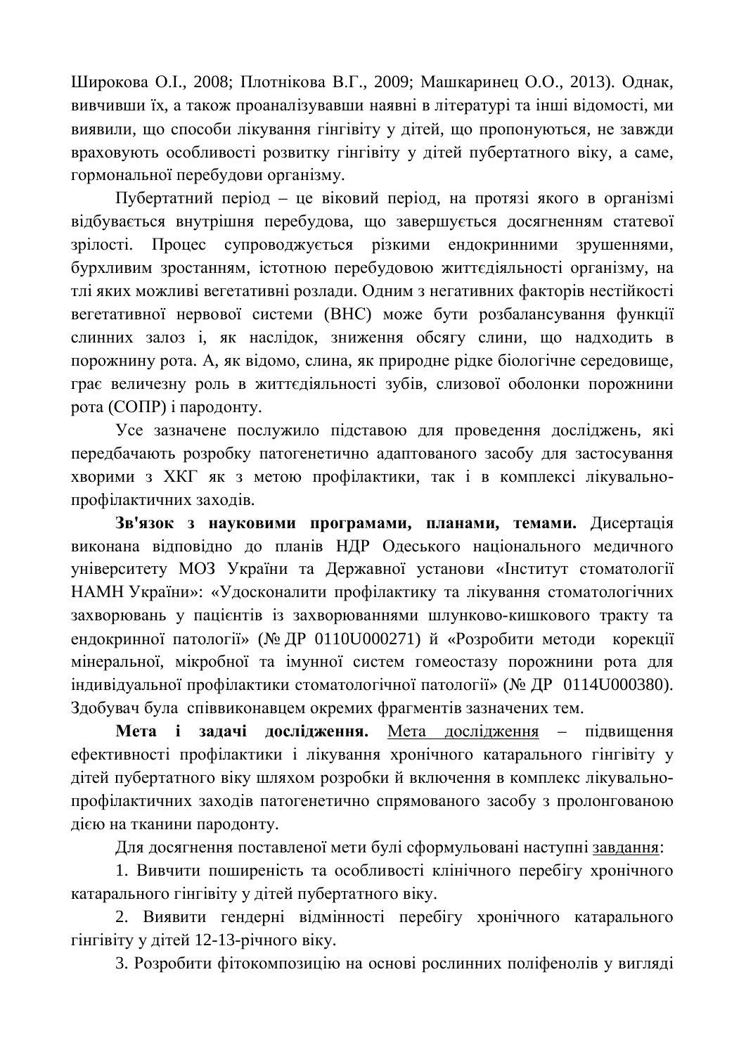Широкова О.І., 2008; Плотнікова В.Г., 2009; Машкаринец О.О., 2013). Однак, вивчивши їх, а також проаналізувавши наявні в літературі та інші відомості, ми виявили, що способи лікування гінгівіту у дітей, що пропонуються, не завжди враховують особливості розвитку гінгівіту у дітей пубертатного віку, а саме, гормональної перебудови організму.

Пубертатний період – це віковий період, на протязі якого в організмі відбувається внутрішня перебудова, що завершується досягненням статевої зрілості. Процес супроводжується різкими ендокринними зрушеннями, бурхливим зростанням, істотною перебудовою життєдіяльності організму, на тлі яких можливі вегетативні розлади. Одним з негативних факторів нестійкості вегетативної нервової системи (ВНС) може бути розбалансування функції слинних залоз і, як наслідок, зниження обсягу слини, що надходить в порожнину рота. А, як відомо, слина, як природне рідке біологічне середовище, грає величезну роль в життєдіяльності зубів, слизової оболонки порожнини рота (СОПР) і пародонту.

Усе зазначене послужило підставою для проведення досліджень, які передбачають розробку патогенетично адаптованого засобу для застосування хворими з ХКГ як з метою профілактики, так і в комплексі лікувально-профілактичних заходів.

**Зв'язок з науковими програмами, планами, темами.** Дисертація виконана відповідно до планів НДР Одеського національного медичного університету МОЗ України та Державної установи «Інститут стоматології НАМН України»: «Удосконалити профілактику та лікування стоматологічних захворювань у пацієнтів із захворюваннями шлунково-кишкового тракту та ендокринної патології» (№ ДР 0110U000271) й «Розробити методи корекції мінеральної, мікробної та імунної систем гомеостазу порожнини рота для індивідуальної профілактики стоматологічної патології» (№ ДР 0114U000380). Здобувач була співвиконавцем окремих фрагментів зазначених тем.

**Мета і задачі дослідження.** Мета дослідження – підвищення ефективності профілактики і лікування хронічного катарального гінгівіту у дітей пубертатного віку шляхом розробки й включення в комплекс лікувально-профілактичних заходів патогенетично спрямованого засобу з пролонгованою дією на тканини пародонту.

Для досягнення поставленої мети були сформульовані наступні завдання:

1. Вивчити поширеність та особливості клінічного перебігу хронічного катарального гінгівіту у дітей пубертатного віку.

2. Виявити гендерні відмінності перебігу хронічного катарального гінгівіту у дітей 12-13-річного віку.

3. Розробити фітокомпозицію на основі рослинних поліфенолів у вигляді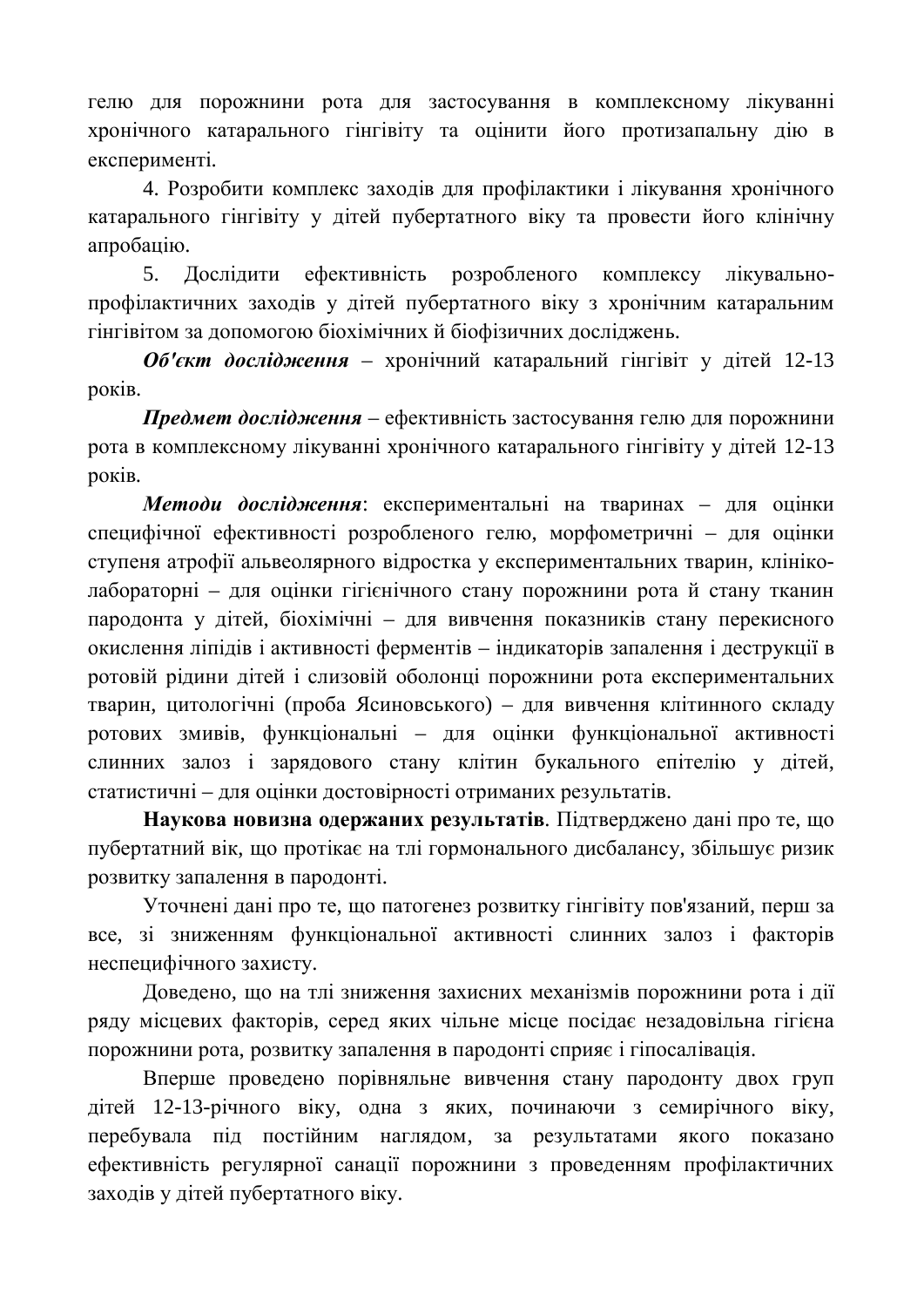гелю для порожнини рота для застосування в комплексному лікуванні хронічного катарального гінгівіту та оцінити його протизапальну дію в експерименті.

4. Розробити комплекс заходів для профілактики і лікування хронічного катарального гінгівіту у дітей пубертатного віку та провести його клінічну апробацію.

5. Дослідити ефективність розробленого комплексу лікувально-профілактичних заходів у дітей пубертатного віку з хронічним катаральним гінгівітом за допомогою біохімічних й біофізичних досліджень.

***Об'єкт дослідження*** – хронічний катаральний гінгівіт у дітей 12-13 років.

***Предмет дослідження*** – ефективність застосування гелю для порожнини рота в комплексному лікуванні хронічного катарального гінгівіту у дітей 12-13 років.

***Методи дослідження***: експериментальні на тваринах – для оцінки специфічної ефективності розробленого гелю, морфометричні – для оцінки ступеня атрофії альвеолярного відростка у експериментальних тварин, клініко-лабораторні – для оцінки гігієнічного стану порожнини рота й стану тканин пародонта у дітей, біохімічні – для вивчення показників стану перекисного окислення ліпідів і активності ферментів – індикаторів запалення і деструкції в ротовій рідини дітей і слизовій оболонці порожнини рота експериментальних тварин, цитологічні (проба Ясиновського) – для вивчення клітинного складу ротових змивів, функціональні – для оцінки функціональної активності слинних залоз і зарядового стану клітин букального епітелію у дітей, статистичні – для оцінки достовірності отриманих результатів.

**Наукова новизна одержаних результатів**. Підтверджено дані про те, що пубертатний вік, що протікає на тлі гормонального дисбалансу, збільшує ризик розвитку запалення в пародонті.

Уточнені дані про те, що патогенез розвитку гінгівіту пов'язаний, перш за все, зі зниженням функціональної активності слинних залоз і факторів неспецифічного захисту.

Доведено, що на тлі зниження захисних механізмів порожнини рота і дії ряду місцевих факторів, серед яких чільне місце посідає незадовільна гігієна порожнини рота, розвитку запалення в пародонті сприяє і гіпосалівація.

Вперше проведено порівняльне вивчення стану пародонту двох груп дітей 12-13-річного віку, одна з яких, починаючи з семирічного віку, перебувала під постійним наглядом, за результатами якого показано ефективність регулярної санації порожнини з проведенням профілактичних заходів у дітей пубертатного віку.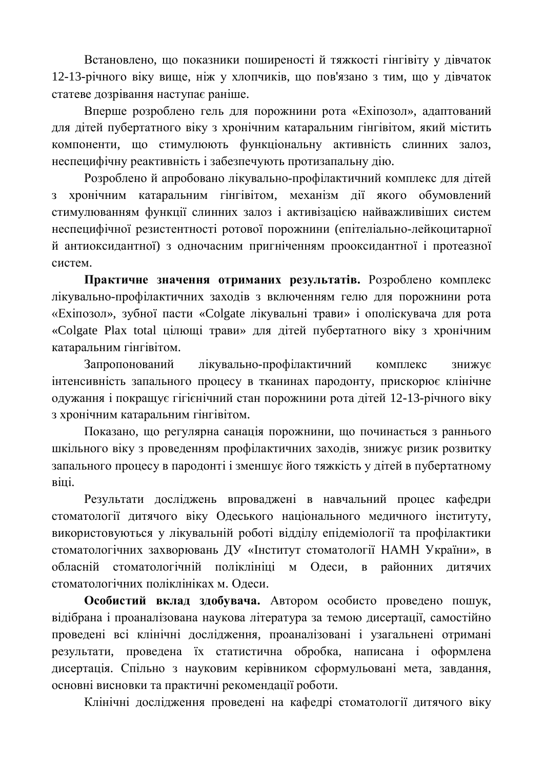Встановлено, що показники поширеності й тяжкості гінгівіту у дівчаток 12-13-річного віку вище, ніж у хлопчиків, що пов'язано з тим, що у дівчаток статеве дозрівання наступає раніше.

Вперше розроблено гель для порожнини рота «Ехіпозол», адаптований для дітей пубертатного віку з хронічним катаральним гінгівітом, який містить компоненти, що стимулюють функціональну активність слинних залоз, неспецифічну реактивність і забезпечують протизапальну дію.

Розроблено й апробовано лікувально-профілактичний комплекс для дітей з хронічним катаральним гінгівітом, механізм дії якого обумовлений стимулюванням функції слинних залоз і активізацією найважливіших систем неспецифічної резистентності ротової порожнини (епітеліально-лейкоцитарної й антиоксидантної) з одночасним пригніченням прооксидантної і протеазної систем.

**Практичне значення отриманих результатів.** Розроблено комплекс лікувально-профілактичних заходів з включенням гелю для порожнини рота «Ехіпозол», зубної пасти «Colgate лікувальні трави» і ополіскувача для рота «Colgate Plax total цілющі трави» для дітей пубертатного віку з хронічним катаральним гінгівітом.

Запропонований лікувально-профілактичний комплекс знижує інтенсивність запального процесу в тканинах пародонту, прискорює клінічне одужання і покращує гігієнічний стан порожнини рота дітей 12-13-річного віку з хронічним катаральним гінгівітом.

Показано, що регулярна санація порожнини, що починається з раннього шкільного віку з проведенням профілактичних заходів, знижує ризик розвитку запального процесу в пародонті і зменшує його тяжкість у дітей в пубертатному віці.

Результати досліджень впроваджені в навчальний процес кафедри стоматології дитячого віку Одеського національного медичного інституту, використовуються у лікувальній роботі відділу епідеміології та профілактики стоматологічних захворювань ДУ «Інститут стоматології НАМН України», в обласній стоматологічній поліклініці м Одеси, в районних дитячих стоматологічних поліклініках м. Одеси.

**Особистий вклад здобувача.** Автором особисто проведено пошук, відібрана і проаналізована наукова література за темою дисертації, самостійно проведені всі клінічні дослідження, проаналізовані і узагальнені отримані результати, проведена їх статистична обробка, написана і оформлена дисертація. Спільно з науковим керівником сформульовані мета, завдання, основні висновки та практичні рекомендації роботи.

Клінічні дослідження проведені на кафедрі стоматології дитячого віку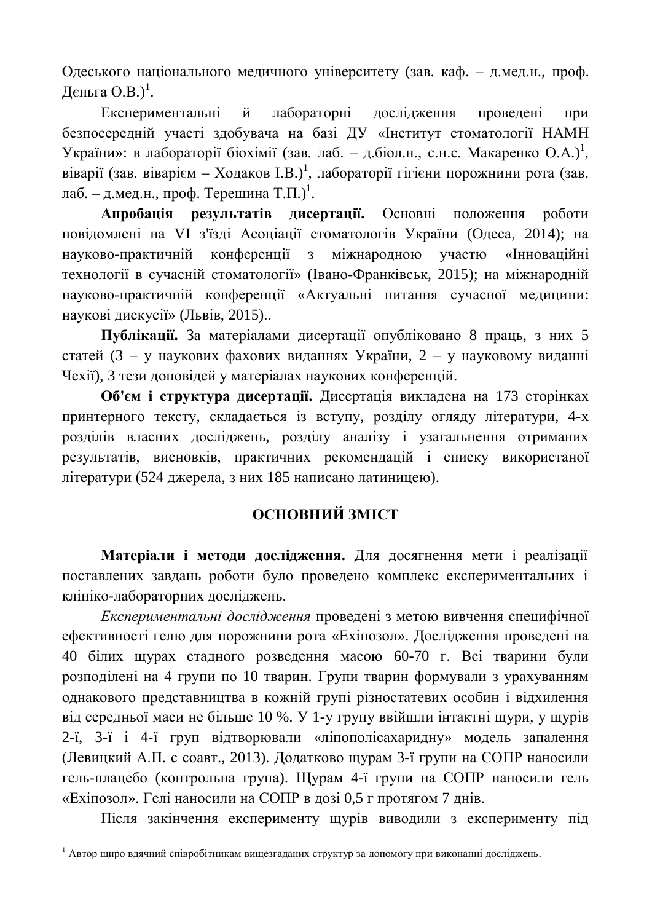Одеського національного медичного університету (зав. каф. – д.мед.н., проф. Дєньга О.В.)[1].

Експериментальні й лабораторні дослідження проведені при безпосередній участі здобувача на базі ДУ «Інститут стоматології НАМН України»: в лабораторії біохімії (зав. лаб. – д.біол.н., с.н.с. Макаренко О.А.)[1], віварії (зав. віварієм – Ходаков І.В.)[1], лабораторії гігієни порожнини рота (зав. лаб. – д.мед.н., проф. Терешина Т.П.)[1].

**Апробація результатів дисертації.** Основні положення роботи повідомлені на VI з'їзді Асоціації стоматологів України (Одеса, 2014); на науково-практичній конференції з міжнародною участю «Інноваційні технології в сучасній стоматології» (Івано-Франківськ, 2015); на міжнародній науково-практичній конференції «Актуальні питання сучасної медицини: наукові дискусії» (Львів, 2015)..

**Публікації.** За матеріалами дисертації опубліковано 8 праць, з них 5 статей (3 – у наукових фахових виданнях України, 2 – у науковому виданні Чехії), 3 тези доповідей у матеріалах наукових конференцій.

**Об'єм і структура дисертації.** Дисертація викладена на 173 сторінках принтерного тексту, складається із вступу, розділу огляду літератури, 4-х розділів власних досліджень, розділу аналізу і узагальнення отриманих результатів, висновків, практичних рекомендацій і списку використаної літератури (524 джерела, з них 185 написано латиницею).

## ОСНОВНИЙ ЗМІСТ

**Матеріали і методи дослідження.** Для досягнення мети і реалізації поставлених завдань роботи було проведено комплекс експериментальних і клініко-лабораторних досліджень.

*Експериментальні дослідження* проведені з метою вивчення специфічної ефективності гелю для порожнини рота «Ехіпозол». Дослідження проведені на 40 білих щурах стадного розведення масою 60-70 г. Всі тварини були розподілені на 4 групи по 10 тварин. Групи тварин формували з урахуванням однакового представництва в кожній групі різностатевих особин і відхилення від середньої маси не більше 10 %. У 1-у групу ввійшли інтактні щури, у щурів 2-ї, 3-ї і 4-ї груп відтворювали «ліпополісахаридну» модель запалення (Левицкий А.П. с соавт., 2013). Додатково щурам 3-ї групи на СОПР наносили гель-плацебо (контрольна група). Щурам 4-ї групи на СОПР наносили гель «Ехіпозол». Гелі наносили на СОПР в дозі 0,5 г протягом 7 днів.

Після закінчення експерименту щурів виводили з експерименту під

[1] Автор щиро вдячний співробітникам вищезгаданих структур за допомогу при виконанні досліджень.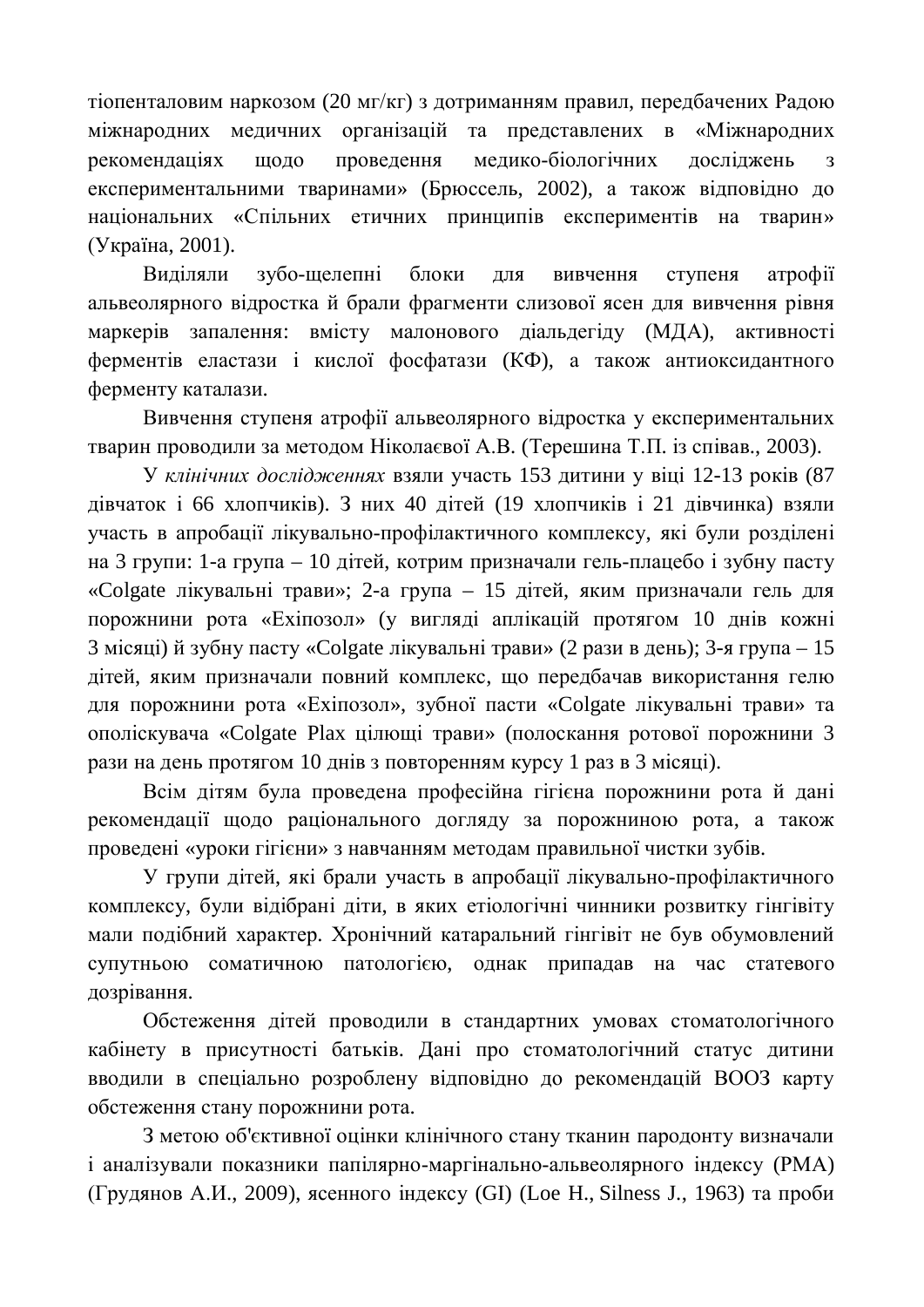тіопенталовим наркозом (20 мг/кг) з дотриманням правил, передбачених Радою міжнародних медичних організацій та представлених в «Міжнародних рекомендаціях щодо проведення медико-біологічних досліджень з експериментальними тваринами» (Брюссель, 2002), а також відповідно до національних «Спільних етичних принципів експериментів на тварин» (Україна, 2001).

Виділяли зубо-щелепні блоки для вивчення ступеня атрофії альвеолярного відростка й брали фрагменти слизової ясен для вивчення рівня маркерів запалення: вмісту малонового діальдегіду (МДА), активності ферментів еластази і кислої фосфатази (КФ), а також антиоксидантного ферменту каталази.

Вивчення ступеня атрофії альвеолярного відростка у експериментальних тварин проводили за методом Ніколаєвої А.В. (Терешина Т.П. із співав., 2003).

У *клінічних дослідженнях* взяли участь 153 дитини у віці 12-13 років (87 дівчаток і 66 хлопчиків). З них 40 дітей (19 хлопчиків і 21 дівчинка) взяли участь в апробації лікувально-профілактичного комплексу, які були розділені на 3 групи: 1-а група – 10 дітей, котрим призначали гель-плацебо і зубну пасту «Colgate лікувальні трави»; 2-а група – 15 дітей, яким призначали гель для порожнини рота «Ехіпозол» (у вигляді аплікацій протягом 10 днів кожні 3 місяці) й зубну пасту «Colgate лікувальні трави» (2 рази в день); 3-я група – 15 дітей, яким призначали повний комплекс, що передбачав використання гелю для порожнини рота «Ехіпозол», зубної пасти «Colgate лікувальні трави» та ополіскувача «Colgate Plax цілющі трави» (полоскання ротової порожнини 3 рази на день протягом 10 днів з повторенням курсу 1 раз в 3 місяці).

Всім дітям була проведена професійна гігієна порожнини рота й дані рекомендації щодо раціонального догляду за порожниною рота, а також проведені «уроки гігієни» з навчанням методам правильної чистки зубів.

У групи дітей, які брали участь в апробації лікувально-профілактичного комплексу, були відібрані діти, в яких етіологічні чинники розвитку гінгівіту мали подібний характер. Хронічний катаральний гінгівіт не був обумовлений супутньою соматичною патологією, однак припадав на час статевого дозрівання.

Обстеження дітей проводили в стандартних умовах стоматологічного кабінету в присутності батьків. Дані про стоматологічний статус дитини вводили в спеціально розроблену відповідно до рекомендацій ВООЗ карту обстеження стану порожнини рота.

З метою об'єктивної оцінки клінічного стану тканин пародонту визначали і аналізували показники папілярно-маргінально-альвеолярного індексу (РМА) (Грудянов А.И., 2009), ясенного індексу (GI) (Loe H., Silness J., 1963) та проби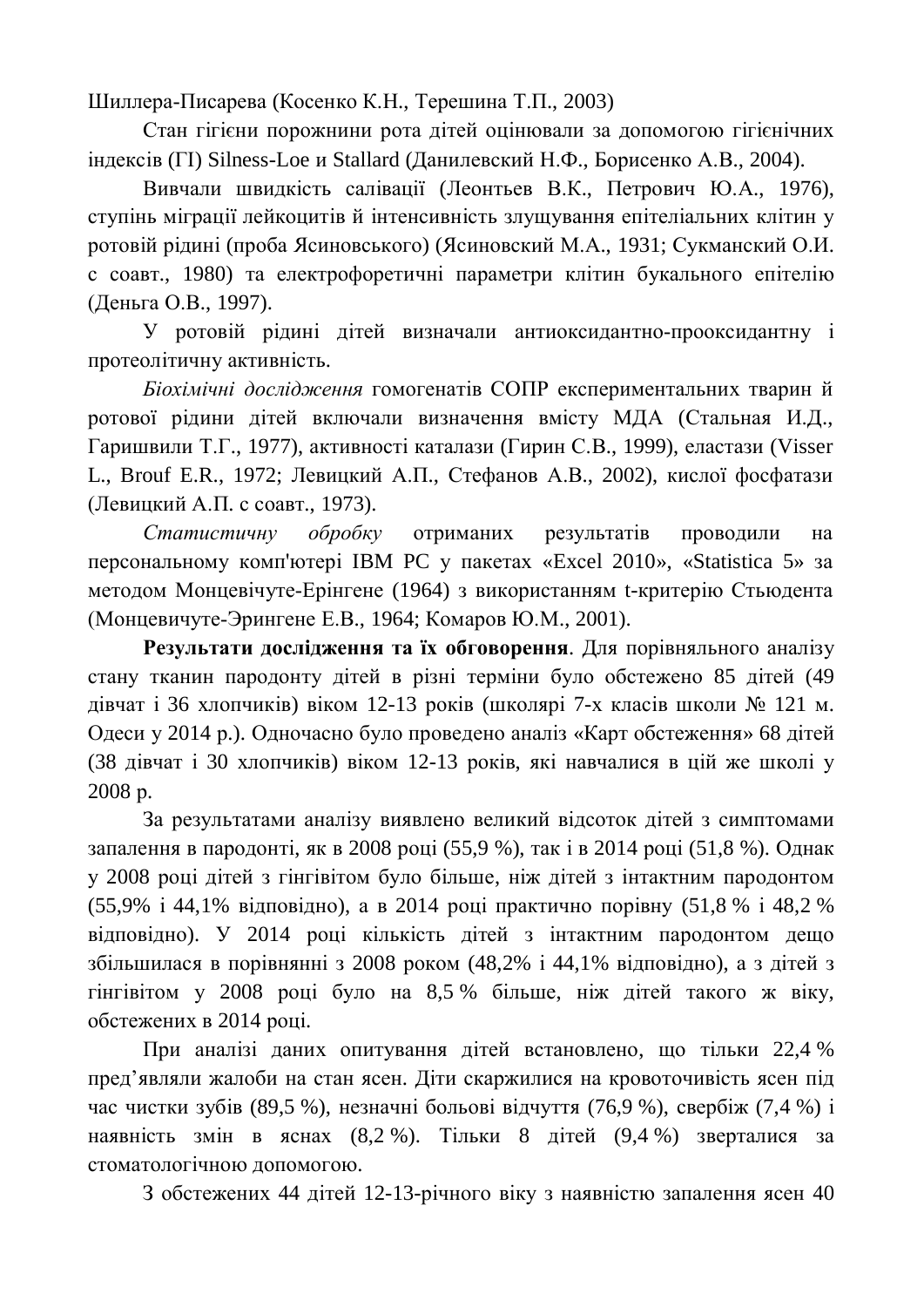Шиллера-Писарева (Косенко К.Н., Терешина Т.П., 2003)

Стан гігієни порожнини рота дітей оцінювали за допомогою гігієнічних індексів (ГІ) Silness-Loe и Stallard (Данилевский Н.Ф., Борисенко А.В., 2004).

Вивчали швидкість салівації (Леонтьев В.К., Петрович Ю.А., 1976), ступінь міграції лейкоцитів й інтенсивність злущування епітеліальних клітин у ротовій рідині (проба Ясиновського) (Ясиновский М.А., 1931; Сукманский О.И. с соавт., 1980) та електрофоретичні параметри клітин букального епітелію (Деньга О.В., 1997).

У ротовій рідині дітей визначали антиоксидантно-прооксидантну і протеолітичну активність.

*Біохімічні дослідження* гомогенатів СОПР експериментальних тварин й ротової рідини дітей включали визначення вмісту МДА (Стальная И.Д., Гаришвили Т.Г., 1977), активності каталази (Гирин С.В., 1999), еластази (Visser L., Brouf E.R., 1972; Левицкий А.П., Стефанов А.В., 2002), кислої фосфатази (Левицкий А.П. с соавт., 1973).

*Статистичну обробку* отриманих результатів проводили на персональному комп'ютері IBM PC у пакетах «Excel 2010», «Statistica 5» за методом Монцевічуте-Ерінгене (1964) з використанням t-критерію Стьюдента (Монцевичуте-Эрингене Е.В., 1964; Комаров Ю.М., 2001).

**Результати дослідження та їх обговорення**. Для порівняльного аналізу стану тканин пародонту дітей в різні терміни було обстежено 85 дітей (49 дівчат і 36 хлопчиків) віком 12-13 років (школярі 7-х класів школи № 121 м. Одеси у 2014 р.). Одночасно було проведено аналіз «Карт обстеження» 68 дітей (38 дівчат і 30 хлопчиків) віком 12-13 років, які навчалися в цій же школі у 2008 р.

За результатами аналізу виявлено великий відсоток дітей з симптомами запалення в пародонті, як в 2008 році (55,9 %), так і в 2014 році (51,8 %). Однак у 2008 році дітей з гінгівітом було більше, ніж дітей з інтактним пародонтом (55,9% і 44,1% відповідно), а в 2014 році практично порівну (51,8 % і 48,2 % відповідно). У 2014 році кількість дітей з інтактним пародонтом дещо збільшилася в порівнянні з 2008 роком (48,2% і 44,1% відповідно), а з дітей з гінгівітом у 2008 році було на 8,5 % більше, ніж дітей такого ж віку, обстежених в 2014 році.

При аналізі даних опитування дітей встановлено, що тільки 22,4 % пред'являли жалоби на стан ясен. Діти скаржилися на кровоточивість ясен під час чистки зубів (89,5 %), незначні больові відчуття (76,9 %), свербіж (7,4 %) і наявність змін в яснах (8,2 %). Тільки 8 дітей (9,4 %) зверталися за стоматологічною допомогою.

З обстежених 44 дітей 12-13-річного віку з наявністю запалення ясен 40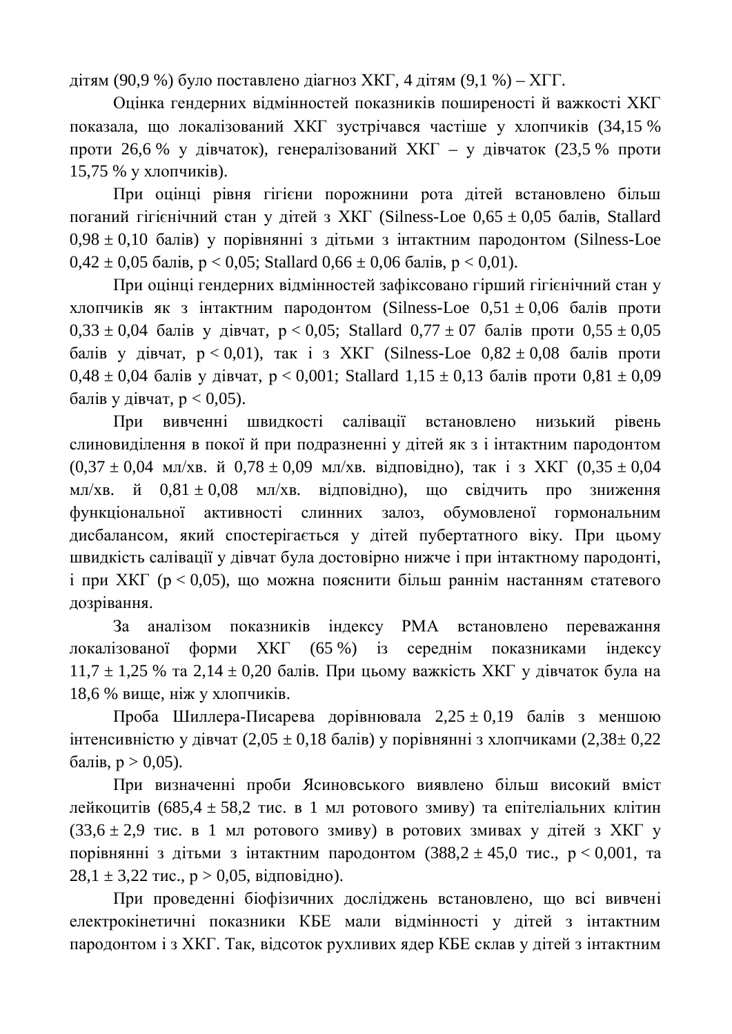дітям (90,9 %) було поставлено діагноз ХКГ, 4 дітям (9,1 %) – ХГГ.

Оцінка гендерних відмінностей показників поширеності й важкості ХКГ показала, що локалізований ХКГ зустрічався частіше у хлопчиків (34,15 % проти 26,6 % у дівчаток), генералізований ХКГ – у дівчаток (23,5 % проти 15,75 % у хлопчиків).

При оцінці рівня гігієни порожнини рота дітей встановлено більш поганий гігієнічний стан у дітей з ХКГ (Silness-Loe 0,65 ± 0,05 балів, Stallard 0,98 ± 0,10 балів) у порівнянні з дітьми з інтактним пародонтом (Silness-Loe 0,42 ± 0,05 балів, $p < 0,05$; Stallard 0,66 ± 0,06 балів, $p < 0,01$).

При оцінці гендерних відмінностей зафіксовано гірший гігієнічний стан у хлопчиків як з інтактним пародонтом (Silness-Loe 0,51 ± 0,06 балів проти 0,33 ± 0,04 балів у дівчат, $p < 0,05$; Stallard 0,77 ± 07 балів проти 0,55 ± 0,05 балів у дівчат, $p < 0,01$), так і з ХКГ (Silness-Loe 0,82 ± 0,08 балів проти 0,48 ± 0,04 балів у дівчат, $p < 0,001$; Stallard 1,15 ± 0,13 балів проти 0,81 ± 0,09 балів у дівчат, $p < 0,05$).

При вивченні швидкості салівації встановлено низький рівень слиновиділення в покої й при подразненні у дітей як з і інтактним пародонтом (0,37 ± 0,04 мл/хв. й 0,78 ± 0,09 мл/хв. відповідно), так і з ХКГ (0,35 ± 0,04 мл/хв. й 0,81 ± 0,08 мл/хв. відповідно), що свідчить про зниження функціональної активності слинних залоз, обумовленої гормональним дисбалансом, який спостерігається у дітей пубертатного віку. При цьому швидкість салівації у дівчат була достовірно нижче і при інтактному пародонті, і при ХКГ ($p < 0,05$), що можна пояснити більш раннім настанням статевого дозрівання.

За аналізом показників індексу РМА встановлено переважання локалізованої форми ХКГ (65 %) із середнім показниками індексу 11,7 ± 1,25 % та 2,14 ± 0,20 балів. При цьому важкість ХКГ у дівчаток була на 18,6 % вище, ніж у хлопчиків.

Проба Шиллера-Писарева дорівнювала 2,25 ± 0,19 балів з меншою інтенсивністю у дівчат (2,05 ± 0,18 балів) у порівнянні з хлопчиками (2,38± 0,22 балів, $p > 0,05$).

При визначенні проби Ясиновського виявлено більш високий вміст лейкоцитів (685,4 ± 58,2 тис. в 1 мл ротового змиву) та епітеліальних клітин (33,6 ± 2,9 тис. в 1 мл ротового змиву) в ротових змивах у дітей з ХКГ у порівнянні з дітьми з інтактним пародонтом (388,2 ± 45,0 тис., $p < 0,001$, та 28,1 ± 3,22 тис., $p > 0,05$, відповідно).

При проведенні біофізичних досліджень встановлено, що всі вивчені електрокінетичні показники КБЕ мали відмінності у дітей з інтактним пародонтом і з ХКГ. Так, відсоток рухливих ядер КБЕ склав у дітей з інтактним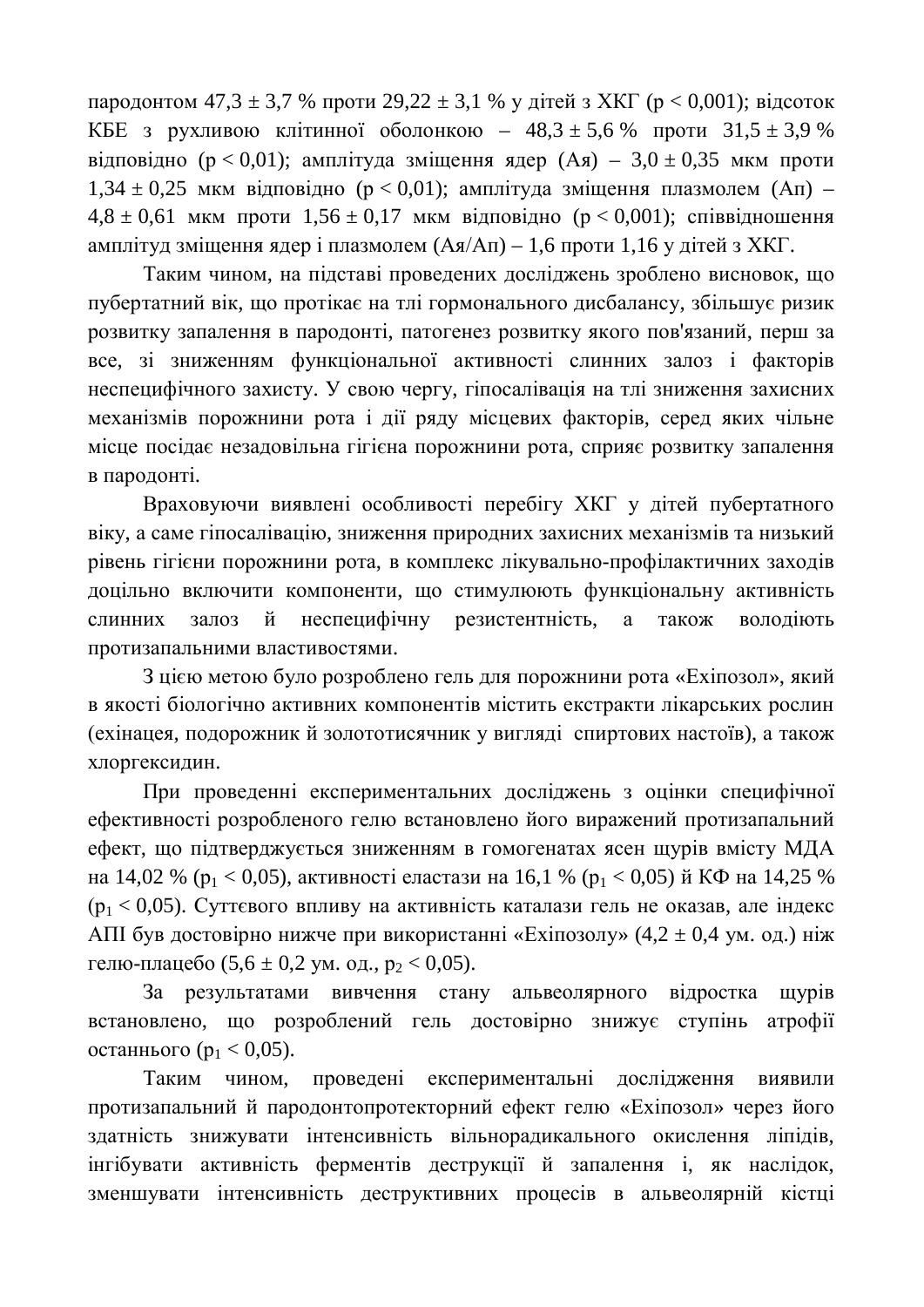пародонтом 47,3 ± 3,7 % проти 29,22 ± 3,1 % у дітей з ХКГ ($p < 0{,}001$); відсоток КБЕ з рухливою клітинної оболонкою – 48,3 ± 5,6 % проти 31,5 ± 3,9 % відповідно ($p < 0{,}01$); амплітуда зміщення ядер (Ая) – 3,0 ± 0,35 мкм проти 1,34 ± 0,25 мкм відповідно ($p < 0{,}01$); амплітуда зміщення плазмолем (Ап) – 4,8 ± 0,61 мкм проти 1,56 ± 0,17 мкм відповідно ($p < 0{,}001$); співвідношення амплітуд зміщення ядер і плазмолем (Ая/Ап) – 1,6 проти 1,16 у дітей з ХКГ.

Таким чином, на підставі проведених досліджень зроблено висновок, що пубертатний вік, що протікає на тлі гормонального дисбалансу, збільшує ризик розвитку запалення в пародонті, патогенез розвитку якого пов'язаний, перш за все, зі зниженням функціональної активності слинних залоз і факторів неспецифічного захисту. У свою чергу, гіпосалівація на тлі зниження захисних механізмів порожнини рота і дії ряду місцевих факторів, серед яких чільне місце посідає незадовільна гігієна порожнини рота, сприяє розвитку запалення в пародонті.

Враховуючи виявлені особливості перебігу ХКГ у дітей пубертатного віку, а саме гіпосалівацію, зниження природних захисних механізмів та низький рівень гігієни порожнини рота, в комплекс лікувально-профілактичних заходів доцільно включити компоненти, що стимулюють функціональну активність слинних залоз й неспецифічну резистентність, а також володіють протизапальними властивостями.

З цією метою було розроблено гель для порожнини рота «Ехіпозол», який в якості біологічно активних компонентів містить екстракти лікарських рослин (ехінацея, подорожник й золототисячник у вигляді спиртових настоїв), а також хлоргексидин.

При проведенні експериментальних досліджень з оцінки специфічної ефективності розробленого гелю встановлено його виражений протизапальний ефект, що підтверджується зниженням в гомогенатах ясен щурів вмісту МДА на 14,02 % ($p_1 < 0{,}05$), активності еластази на 16,1 % ($p_1 < 0{,}05$) й КФ на 14,25 % ($p_1 < 0{,}05$). Суттєвого впливу на активність каталази гель не оказав, але індекс АПІ був достовірно нижче при використанні «Ехіпозолу» (4,2 ± 0,4 ум. од.) ніж гелю-плацебо (5,6 ± 0,2 ум. од., $p_2 < 0{,}05$).

За результатами вивчення стану альвеолярного відростка щурів встановлено, що розроблений гель достовірно знижує ступінь атрофії останнього ($p_1 < 0{,}05$).

Таким чином, проведені експериментальні дослідження виявили протизапальний й пародонтопротекторний ефект гелю «Ехіпозол» через його здатність знижувати інтенсивність вільнорадикального окислення ліпідів, інгібувати активність ферментів деструкції й запалення і, як наслідок, зменшувати інтенсивність деструктивних процесів в альвеолярній кістці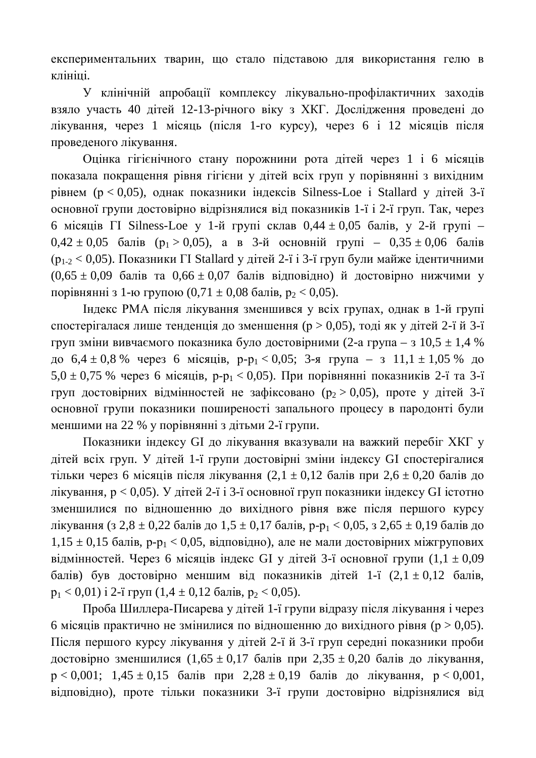експериментальних тварин, що стало підставою для використання гелю в клініці.

У клінічній апробації комплексу лікувально-профілактичних заходів взяло участь 40 дітей 12-13-річного віку з ХКГ. Дослідження проведені до лікування, через 1 місяць (після 1-го курсу), через 6 і 12 місяців після проведеного лікування.

Оцінка гігієнічного стану порожнини рота дітей через 1 і 6 місяців показала покращення рівня гігієни у дітей всіх груп у порівнянні з вихідним рівнем ($p < 0,05$), однак показники індексів Silness-Loe і Stallard у дітей 3-ї основної групи достовірно відрізнялися від показників 1-ї і 2-ї груп. Так, через 6 місяців ГІ Silness-Loe у 1-й групі склав $0,44 \pm 0,05$ балів, у 2-й групі – $0,42 \pm 0,05$ балів ($p_1 > 0,05$), а в 3-й основній групі – $0,35 \pm 0,06$ балів ($p_{1\text{-}2} < 0,05$). Показники ГІ Stallard у дітей 2-ї і 3-ї груп були майже ідентичними ($0,65 \pm 0,09$ балів та $0,66 \pm 0,07$ балів відповідно) й достовірно нижчими у порівнянні з 1-ю групою ($0,71 \pm 0,08$ балів, $p_2 < 0,05$).

Індекс РМА після лікування зменшився у всіх групах, однак в 1-й групі спостерігалася лише тенденція до зменшення ($p > 0,05$), тоді як у дітей 2-ї й 3-ї груп зміни вивчаємого показника було достовірними (2-а група – з $10,5 \pm 1,4$ % до $6,4 \pm 0,8$ % через 6 місяців, $p\text{-}p_1 < 0,05$; 3-я група – з $11,1 \pm 1,05$ % до $5,0 \pm 0,75$ % через 6 місяців, $p\text{-}p_1 < 0,05$). При порівнянні показників 2-ї та 3-ї груп достовірних відмінностей не зафіксовано ($p_2 > 0,05$), проте у дітей 3-ї основної групи показники поширеності запального процесу в пародонті були меншими на 22 % у порівнянні з дітьми 2-ї групи.

Показники індексу GI до лікування вказували на важкий перебіг ХКГ у дітей всіх груп. У дітей 1-ї групи достовірні зміни індексу GI спостерігалися тільки через 6 місяців після лікування ($2,1 \pm 0,12$ балів при $2,6 \pm 0,20$ балів до лікування, $p < 0,05$). У дітей 2-ї і 3-ї основної груп показники індексу GI істотно зменшилися по відношенню до вихідного рівня вже після першого курсу лікування (з $2,8 \pm 0,22$ балів до $1,5 \pm 0,17$ балів, $p\text{-}p_1 < 0,05$, з $2,65 \pm 0,19$ балів до $1,15 \pm 0,15$ балів, $p\text{-}p_1 < 0,05$, відповідно), але не мали достовірних міжгрупових відмінностей. Через 6 місяців індекс GI у дітей 3-ї основної групи ($1,1 \pm 0,09$ балів) був достовірно меншим від показників дітей 1-ї ($2,1 \pm 0,12$ балів, $p_1 < 0,01$) і 2-ї груп ($1,4 \pm 0,12$ балів, $p_2 < 0,05$).

Проба Шиллера-Писарева у дітей 1-ї групи відразу після лікування і через 6 місяців практично не змінилися по відношенню до вихідного рівня ($p > 0,05$). Після першого курсу лікування у дітей 2-ї й 3-ї груп середні показники проби достовірно зменшилися ($1,65 \pm 0,17$ балів при $2,35 \pm 0,20$ балів до лікування, $p < 0,001$; $1,45 \pm 0,15$ балів при $2,28 \pm 0,19$ балів до лікування, $p < 0,001$, відповідно), проте тільки показники 3-ї групи достовірно відрізнялися від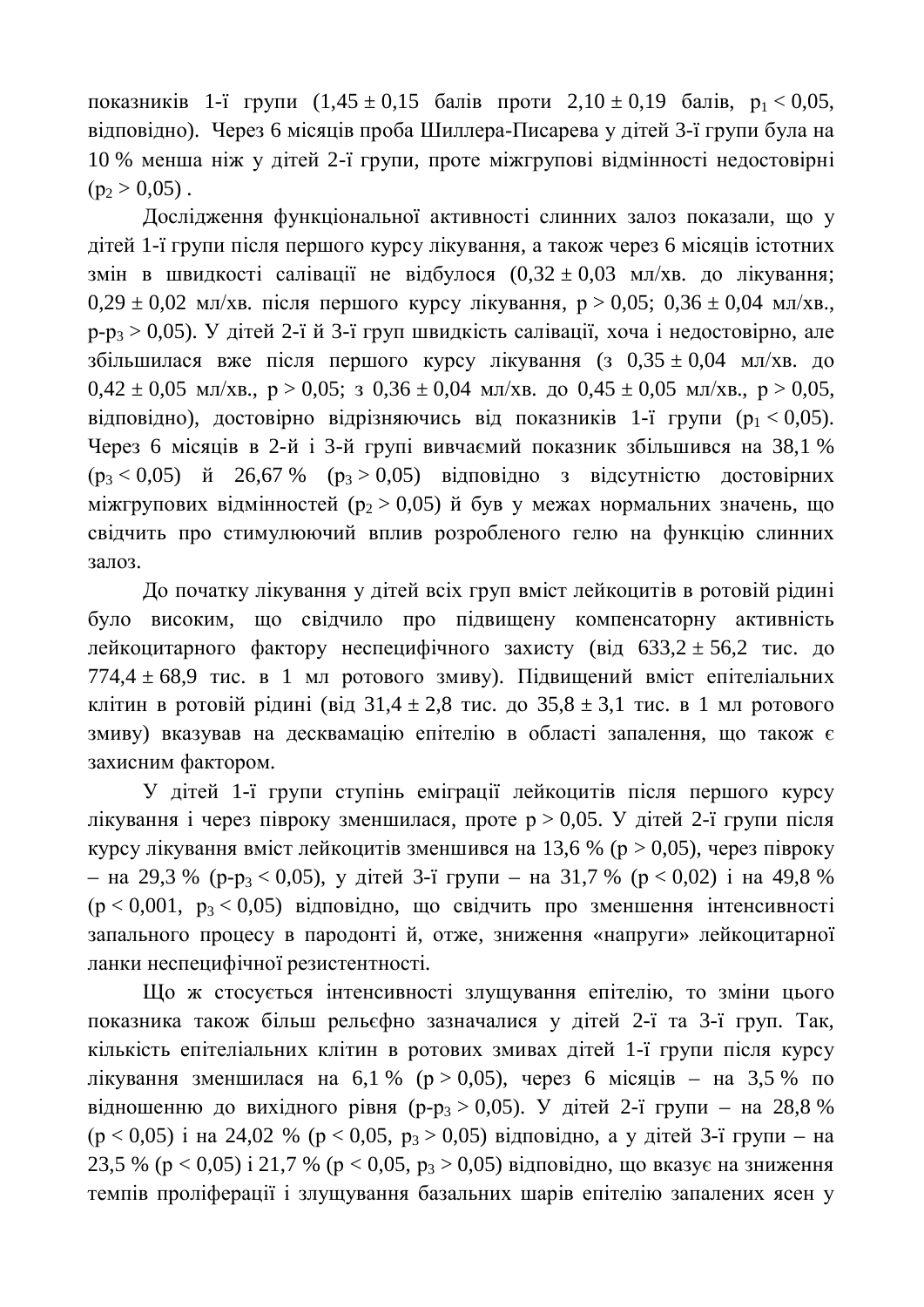показників 1-ї групи ($1{,}45 \pm 0{,}15$ балів проти $2{,}10 \pm 0{,}19$ балів, $p_1 < 0{,}05$, відповідно). Через 6 місяців проба Шиллера-Писарева у дітей 3-ї групи була на 10 % менша ніж у дітей 2-ї групи, проте міжгрупові відмінності недостовірні ($p_2 > 0{,}05$) .

Дослідження функціональної активності слинних залоз показали, що у дітей 1-ї групи після першого курсу лікування, а також через 6 місяців істотних змін в швидкості салівації не відбулося ($0{,}32 \pm 0{,}03$ мл/хв. до лікування; $0{,}29 \pm 0{,}02$ мл/хв. після першого курсу лікування, $p > 0{,}05$; $0{,}36 \pm 0{,}04$ мл/хв., $p\text{-}p_3 > 0{,}05$). У дітей 2-ї й 3-ї груп швидкість салівації, хоча і недостовірно, але збільшилася вже після першого курсу лікування (з $0{,}35 \pm 0{,}04$ мл/хв. до $0{,}42 \pm 0{,}05$ мл/хв., $p > 0{,}05$; з $0{,}36 \pm 0{,}04$ мл/хв. до $0{,}45 \pm 0{,}05$ мл/хв., $p > 0{,}05$, відповідно), достовірно відрізняючись від показників 1-ї групи ($p_1 < 0{,}05$). Через 6 місяців в 2-й і 3-й групі вивчаємий показник збільшився на 38,1 % ($p_3 < 0{,}05$) й 26,67 % ($p_3 > 0{,}05$) відповідно з відсутністю достовірних міжгрупових відмінностей ($p_2 > 0{,}05$) й був у межах нормальних значень, що свідчить про стимулюючий вплив розробленого гелю на функцію слинних залоз.

До початку лікування у дітей всіх груп вміст лейкоцитів в ротовій рідині було високим, що свідчило про підвищену компенсаторну активність лейкоцитарного фактору неспецифічного захисту (від $633{,}2 \pm 56{,}2$ тис. до $774{,}4 \pm 68{,}9$ тис. в 1 мл ротового змиву). Підвищений вміст епітеліальних клітин в ротовій рідині (від $31{,}4 \pm 2{,}8$ тис. до $35{,}8 \pm 3{,}1$ тис. в 1 мл ротового змиву) вказував на десквамацію епітелію в області запалення, що також є захисним фактором.

У дітей 1-ї групи ступінь еміграції лейкоцитів після першого курсу лікування і через півроку зменшилася, проте $p > 0{,}05$. У дітей 2-ї групи після курсу лікування вміст лейкоцитів зменшився на 13,6 % ($p > 0{,}05$), через півроку – на 29,3 % ($p\text{-}p_3 < 0{,}05$), у дітей 3-ї групи – на 31,7 % ($p < 0{,}02$) і на 49,8 % ($p < 0{,}001$, $p_3 < 0{,}05$) відповідно, що свідчить про зменшення інтенсивності запального процесу в пародонті й, отже, зниження «напруги» лейкоцитарної ланки неспецифічної резистентності.

Що ж стосується інтенсивності злущування епітелію, то зміни цього показника також більш рельєфно зазначалися у дітей 2-ї та 3-ї груп. Так, кількість епітеліальних клітин в ротових змивах дітей 1-ї групи після курсу лікування зменшилася на 6,1 % ($p > 0{,}05$), через 6 місяців – на 3,5 % по відношенню до вихідного рівня ($p\text{-}p_3 > 0{,}05$). У дітей 2-ї групи – на 28,8 % ($p < 0{,}05$) і на 24,02 % ($p < 0{,}05$, $p_3 > 0{,}05$) відповідно, а у дітей 3-ї групи – на 23,5 % ($p < 0{,}05$) і 21,7 % ($p < 0{,}05$, $p_3 > 0{,}05$) відповідно, що вказує на зниження темпів проліферації і злущування базальних шарів епітелію запалених ясен у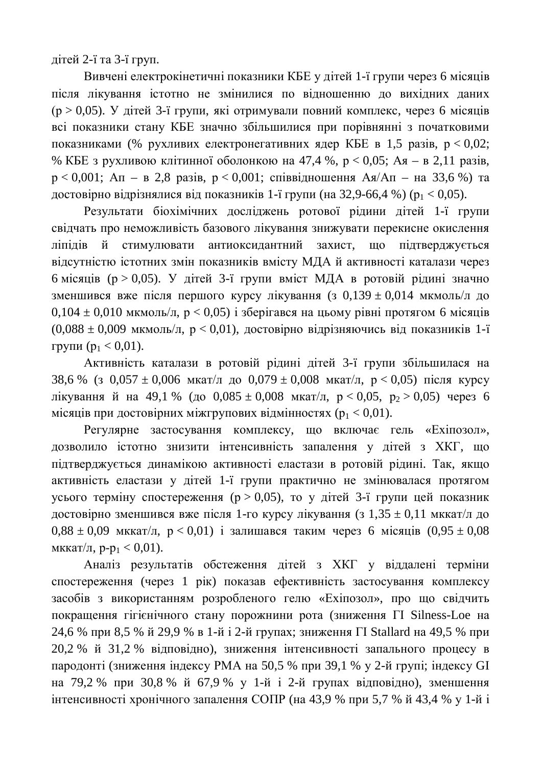дітей 2-ї та 3-ї груп.

Вивчені електрокінетичні показники КБЕ у дітей 1-ї групи через 6 місяців після лікування істотно не змінилися по відношенню до вихідних даних ($p > 0,05$). У дітей 3-ї групи, які отримували повний комплекс, через 6 місяців всі показники стану КБЕ значно збільшилися при порівнянні з початковими показниками (% рухливих електронегативних ядер КБЕ в 1,5 разів, $p < 0,02$; % КБЕ з рухливою клітинної оболонкою на 47,4 %, $p < 0,05$; Ая – в 2,11 разів, $p < 0,001$; Ап – в 2,8 разів, $p < 0,001$; співвідношення Ая/Ап – на 33,6 %) та достовірно відрізнялися від показників 1-ї групи (на 32,9-66,4 %) ($p_1 < 0,05$).

Результати біохімічних досліджень ротової рідини дітей 1-ї групи свідчать про неможливість базового лікування знижувати перекисне окислення ліпідів й стимулювати антиоксидантний захист, що підтверджується відсутністю істотних змін показників вмісту МДА й активності каталази через 6 місяців ($p > 0,05$). У дітей 3-ї групи вміст МДА в ротовій рідині значно зменшився вже після першого курсу лікування (з $0,139 \pm 0,014$ мкмоль/л до $0,104 \pm 0,010$ мкмоль/л, $p < 0,05$) і зберігався на цьому рівні протягом 6 місяців ($0,088 \pm 0,009$ мкмоль/л, $p < 0,01$), достовірно відрізняючись від показників 1-ї групи ($p_1 < 0,01$).

Активність каталази в ротовій рідині дітей 3-ї групи збільшилася на 38,6 % (з $0,057 \pm 0,006$ мкат/л до $0,079 \pm 0,008$ мкат/л, $p < 0,05$) після курсу лікування й на 49,1 % (до $0,085 \pm 0,008$ мкат/л, $p < 0,05$, $p_2 > 0,05$) через 6 місяців при достовірних міжгрупових відмінностях ($p_1 < 0,01$).

Регулярне застосування комплексу, що включає гель «Ехіпозол», дозволило істотно знизити інтенсивність запалення у дітей з ХКГ, що підтверджується динамікою активності еластази в ротовій рідині. Так, якщо активність еластази у дітей 1-ї групи практично не змінювалася протягом усього терміну спостереження ($p > 0,05$), то у дітей 3-ї групи цей показник достовірно зменшився вже після 1-го курсу лікування (з $1,35 \pm 0,11$ мккат/л до $0,88 \pm 0,09$ мккат/л, $p < 0,01$) і залишався таким через 6 місяців ($0,95 \pm 0,08$ мккат/л, $p\text{-}p_1 < 0,01$).

Аналіз результатів обстеження дітей з ХКГ у віддалені терміни спостереження (через 1 рік) показав ефективність застосування комплексу засобів з використанням розробленого гелю «Ехіпозол», про що свідчить покращення гігієнічного стану порожнини рота (зниження ГІ Silness-Loe на 24,6 % при 8,5 % й 29,9 % в 1-й і 2-й групах; зниження ГІ Stallard на 49,5 % при 20,2 % й 31,2 % відповідно), зниження інтенсивності запального процесу в пародонті (зниження індексу РМА на 50,5 % при 39,1 % у 2-й групі; індексу GI на 79,2 % при 30,8 % й 67,9 % у 1-й і 2-й групах відповідно), зменшення інтенсивності хронічного запалення СОПР (на 43,9 % при 5,7 % й 43,4 % у 1-й і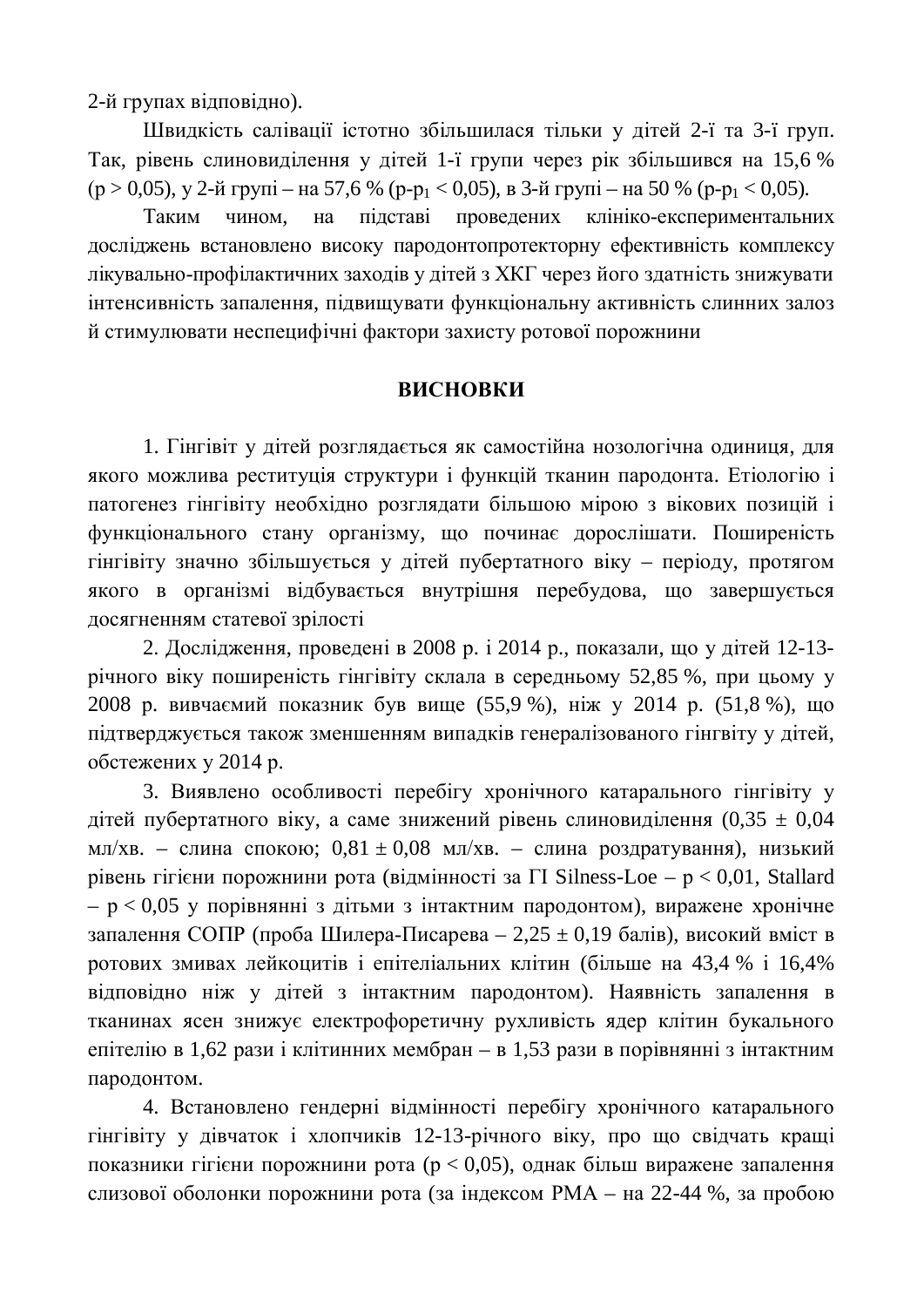2-й групах відповідно).

Швидкість салівації істотно збільшилася тільки у дітей 2-ї та 3-ї груп. Так, рівень слиновиділення у дітей 1-ї групи через рік збільшився на 15,6 % ($p > 0,05$), у 2-й групі – на 57,6 % ($p$-$p_1 < 0,05$), в 3-й групі – на 50 % ($p$-$p_1 < 0,05$).

Таким чином, на підставі проведених клініко-експериментальних досліджень встановлено високу пародонтопротекторну ефективність комплексу лікувально-профілактичних заходів у дітей з ХКГ через його здатність знижувати інтенсивність запалення, підвищувати функціональну активність слинних залоз й стимулювати неспецифічні фактори захисту ротової порожнини

## ВИСНОВКИ

1. Гінгівіт у дітей розглядається як самостійна нозологічна одиниця, для якого можлива реституція структури і функцій тканин пародонта. Етіологію і патогенез гінгівіту необхідно розглядати більшою мірою з вікових позицій і функціонального стану організму, що починає дорослішати. Поширеність гінгівіту значно збільшується у дітей пубертатного віку – періоду, протягом якого в організмі відбувається внутрішня перебудова, що завершується досягненням статевої зрілості

2. Дослідження, проведені в 2008 р. і 2014 р., показали, що у дітей 12-13-річного віку поширеність гінгівіту склала в середньому 52,85 %, при цьому у 2008 р. вивчаємий показник був вище (55,9 %), ніж у 2014 р. (51,8 %), що підтверджується також зменшенням випадків генералізованого гінгвіту у дітей, обстежених у 2014 р.

3. Виявлено особливості перебігу хронічного катарального гінгівіту у дітей пубертатного віку, а саме знижений рівень слиновиділення ($0,35 \pm 0,04$ мл/хв. – слина спокою; $0,81 \pm 0,08$ мл/хв. – слина роздратування), низький рівень гігієни порожнини рота (відмінності за ГІ Silness-Loe – $p < 0,01$, Stallard – $p < 0,05$ у порівнянні з дітьми з інтактним пародонтом), виражене хронічне запалення СОПР (проба Шилера-Писарева – $2,25 \pm 0,19$ балів), високий вміст в ротових змивах лейкоцитів і епітеліальних клітин (більше на 43,4 % і 16,4% відповідно ніж у дітей з інтактним пародонтом). Наявність запалення в тканинах ясен знижує електрофоретичну рухливість ядер клітин букального епітелію в 1,62 рази і клітинних мембран – в 1,53 рази в порівнянні з інтактним пародонтом.

4. Встановлено гендерні відмінності перебігу хронічного катарального гінгівіту у дівчаток і хлопчиків 12-13-річного віку, про що свідчать кращі показники гігієни порожнини рота ($p < 0,05$), однак більш виражене запалення слизової оболонки порожнини рота (за індексом РМА – на 22-44 %, за пробою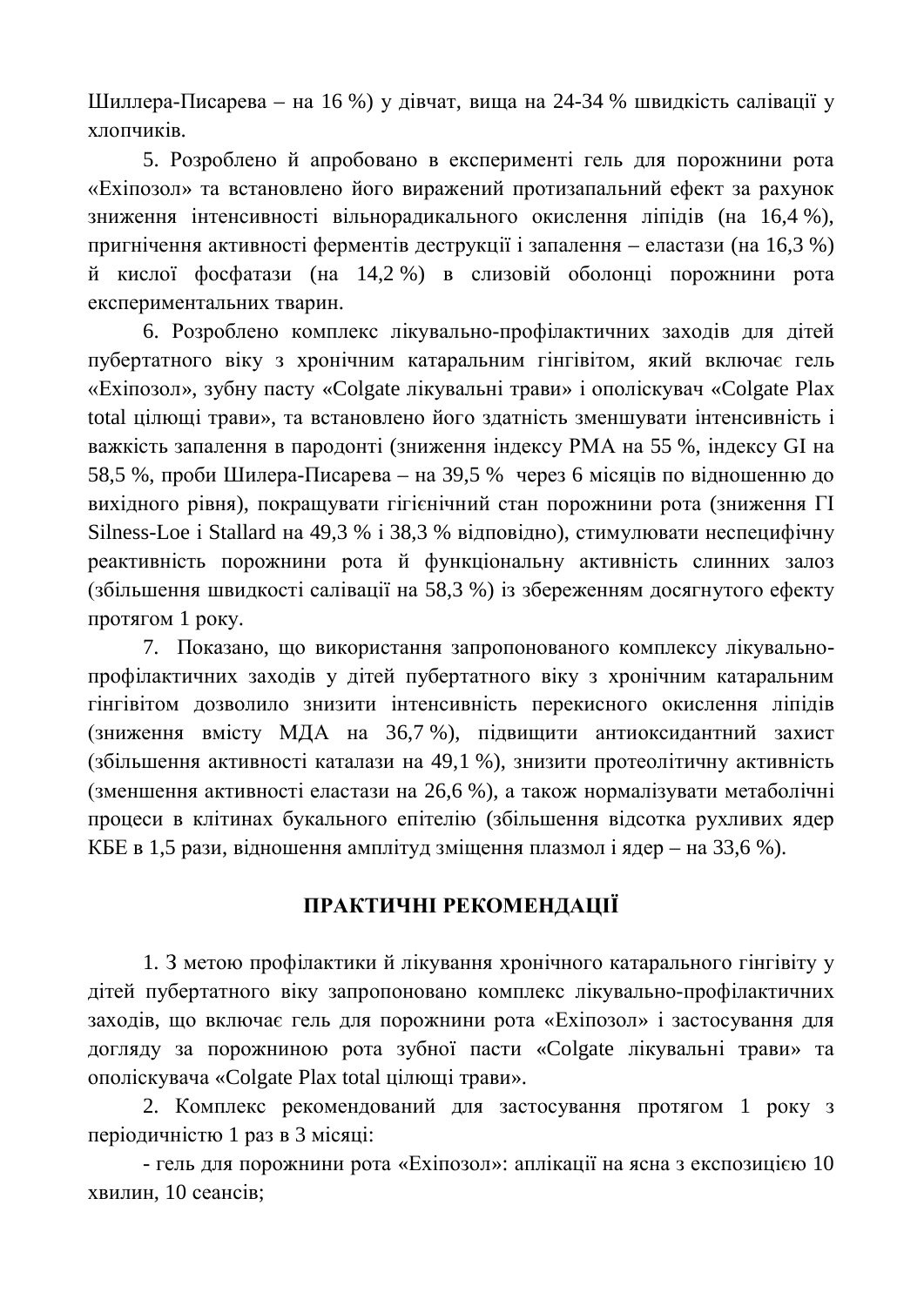Шиллера-Писарева – на 16 %) у дівчат, вища на 24-34 % швидкість салівації у хлопчиків.

5. Розроблено й апробовано в експерименті гель для порожнини рота «Ехіпозол» та встановлено його виражений протизапальний ефект за рахунок зниження інтенсивності вільнорадикального окислення ліпідів (на 16,4 %), пригнічення активності ферментів деструкції і запалення – еластази (на 16,3 %) й кислої фосфатази (на 14,2 %) в слизовій оболонці порожнини рота експериментальних тварин.

6. Розроблено комплекс лікувально-профілактичних заходів для дітей пубертатного віку з хронічним катаральним гінгівітом, який включає гель «Ехіпозол», зубну пасту «Colgate лікувальні трави» і ополіскувач «Colgate Plax total цілющі трави», та встановлено його здатність зменшувати інтенсивність і важкість запалення в пародонті (зниження індексу РМА на 55 %, індексу GI на 58,5 %, проби Шилера-Писарева – на 39,5 % через 6 місяців по відношенню до вихідного рівня), покращувати гігієнічний стан порожнини рота (зниження ГІ Silness-Loe і Stallard на 49,3 % і 38,3 % відповідно), стимулювати неспецифічну реактивність порожнини рота й функціональну активність слинних залоз (збільшення швидкості салівації на 58,3 %) із збереженням досягнутого ефекту протягом 1 року.

7. Показано, що використання запропонованого комплексу лікувально-профілактичних заходів у дітей пубертатного віку з хронічним катаральним гінгівітом дозволило знизити інтенсивність перекисного окислення ліпідів (зниження вмісту МДА на 36,7 %), підвищити антиоксидантний захист (збільшення активності каталази на 49,1 %), знизити протеолітичну активність (зменшення активності еластази на 26,6 %), а також нормалізувати метаболічні процеси в клітинах букального епітелію (збільшення відсотка рухливих ядер КБЕ в 1,5 рази, відношення амплітуд зміщення плазмол і ядер – на 33,6 %).

## ПРАКТИЧНІ РЕКОМЕНДАЦІЇ

1. З метою профілактики й лікування хронічного катарального гінгівіту у дітей пубертатного віку запропоновано комплекс лікувально-профілактичних заходів, що включає гель для порожнини рота «Ехіпозол» і застосування для догляду за порожниною рота зубної пасти «Colgate лікувальні трави» та ополіскувача «Colgate Plax total цілющі трави».

2. Комплекс рекомендований для застосування протягом 1 року з періодичністю 1 раз в 3 місяці:

- гель для порожнини рота «Ехіпозол»: аплікації на ясна з експозицією 10 хвилин, 10 сеансів;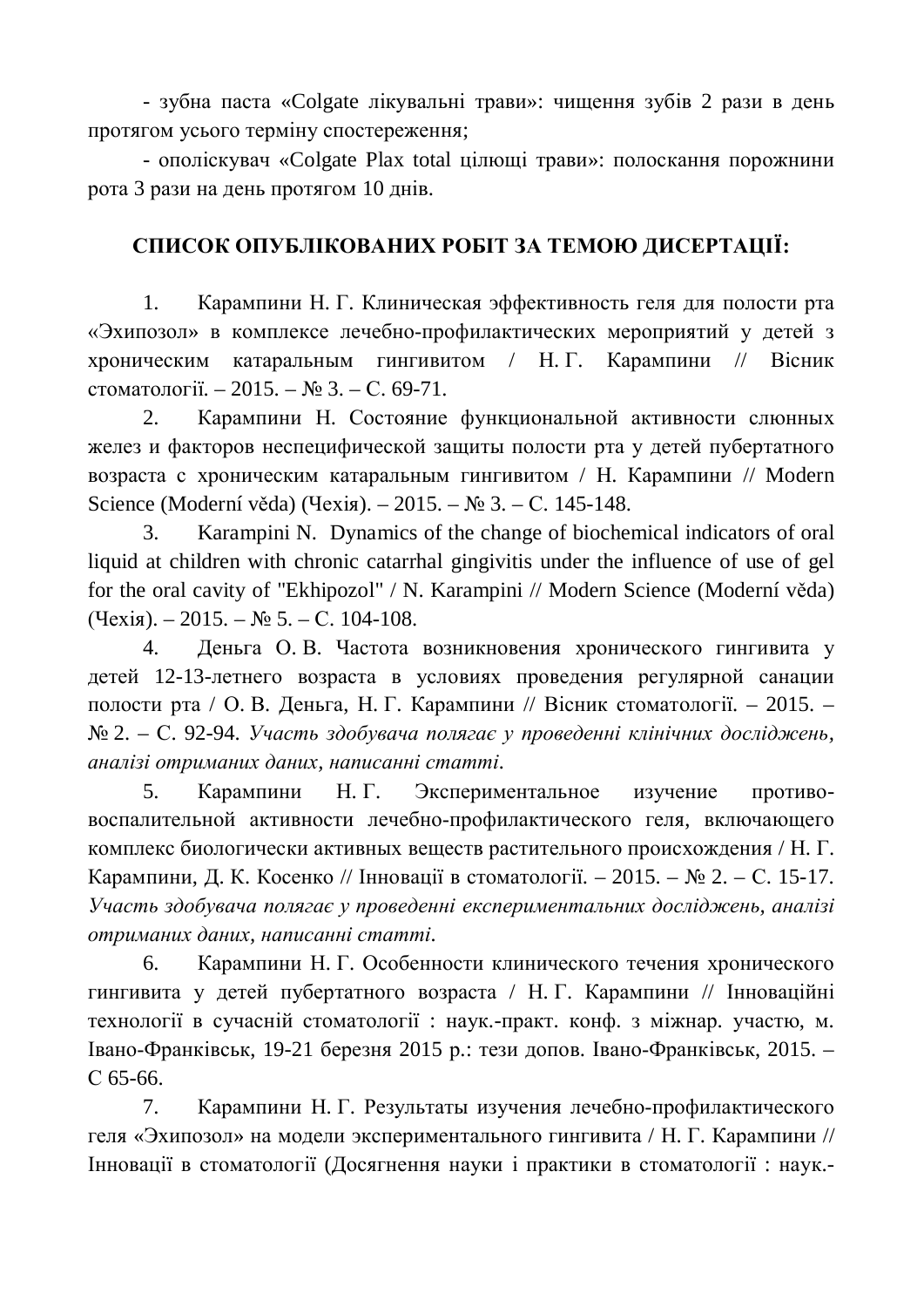- зубна паста «Colgate лікувальні трави»: чищення зубів 2 рази в день протягом усього терміну спостереження;

- ополіскувач «Colgate Plax total цілющі трави»: полоскання порожнини рота 3 рази на день протягом 10 днів.

## СПИСОК ОПУБЛІКОВАНИХ РОБІТ ЗА ТЕМОЮ ДИСЕРТАЦІЇ:

1. Карампини Н. Г. Клиническая эффективность геля для полости рта «Эхипозол» в комплексе лечебно-профилактических мероприятий у детей з хроническим катаральным гингивитом / Н. Г. Карампини // Вісник стоматології. – 2015. – № 3. – С. 69-71.

2. Карампини Н. Состояние функциональной активности слюнных желез и факторов неспецифической защиты полости рта у детей пубертатного возраста с хроническим катаральным гингивитом / Н. Карампини // Modern Science (Moderní věda) (Чехія). – 2015. – № 3. – С. 145-148.

3. Karampini N. Dynamics of the change of biochemical indicators of oral liquid at children with chronic catarrhal gingivitis under the influence of use of gel for the oral cavity of "Ekhipozol" / N. Karampini // Modern Science (Moderní věda) (Чехія). – 2015. – № 5. – С. 104-108.

4. Деньга О. В. Частота возникновения хронического гингивита у детей 12-13-летнего возраста в условиях проведения регулярной санации полости рта / О. В. Деньга, Н. Г. Карампини // Вісник стоматології. – 2015. – № 2. – С. 92-94. *Участь здобувача полягає у проведенні клінічних досліджень, аналізі отриманих даних, написанні статті.*

5. Карампини Н. Г. Экспериментальное изучение противо-воспалительной активности лечебно-профилактического геля, включающего комплекс биологически активных веществ растительного происхождения / Н. Г. Карампини, Д. К. Косенко // Інновації в стоматології. – 2015. – № 2. – С. 15-17. *Участь здобувача полягає у проведенні експериментальних досліджень, аналізі отриманих даних, написанні статті.*

6. Карампини Н. Г. Особенности клинического течения хронического гингивита у детей пубертатного возраста / Н. Г. Карампини // Інноваційні технології в сучасній стоматології : наук.-практ. конф. з міжнар. участю, м. Івано-Франківськ, 19-21 березня 2015 р.: тези допов. Івано-Франківськ, 2015. – С 65-66.

7. Карампини Н. Г. Результаты изучения лечебно-профилактического геля «Эхипозол» на модели экспериментального гингивита / Н. Г. Карампини // Інновації в стоматології (Досягнення науки і практики в стоматології : наук.-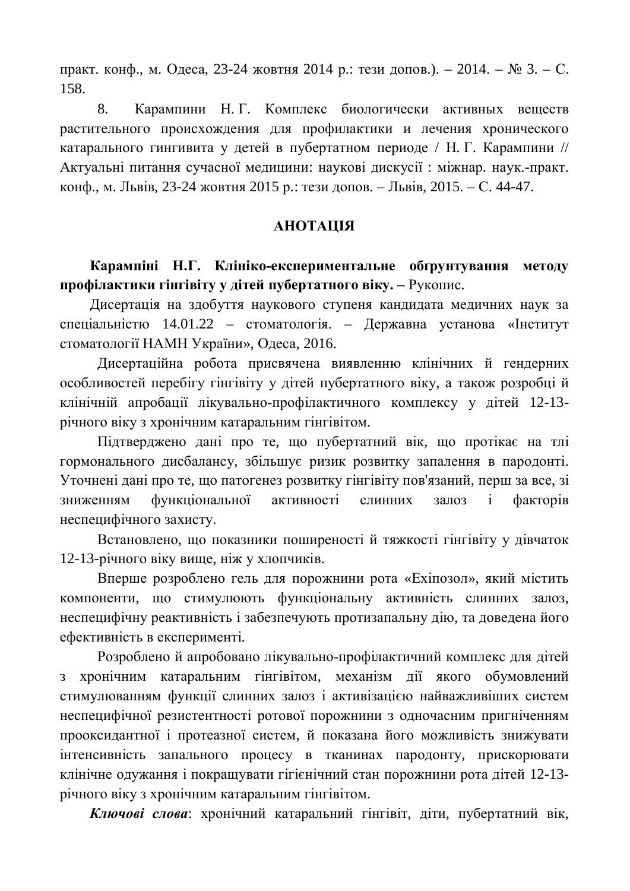практ. конф., м. Одеса, 23-24 жовтня 2014 р.: тези допов.). – 2014. – № 3. – С. 158.

8. Карампини Н. Г. Комплекс биологически активных веществ растительного происхождения для профилактики и лечения хронического катарального гингивита у детей в пубертатном периоде / Н. Г. Карампини // Актуальні питання сучасної медицини: наукові дискусії : міжнар. наук.-практ. конф., м. Львів, 23-24 жовтня 2015 р.: тези допов. – Львів, 2015. – С. 44-47.

## АНОТАЦІЯ

**Карампіні Н.Г. Клініко-експериментальне обґрунтування методу профілактики гінгівіту у дітей пубертатного віку. –** Рукопис.

Дисертація на здобуття наукового ступеня кандидата медичних наук за спеціальністю 14.01.22 – стоматологія. – Державна установа «Інститут стоматології НАМН України», Одеса, 2016.

Дисертаційна робота присвячена виявленню клінічних й гендерних особливостей перебігу гінгівіту у дітей пубертатного віку, а також розробці й клінічній апробації лікувально-профілактичного комплексу у дітей 12-13-річного віку з хронічним катаральним гінгівітом.

Підтверджено дані про те, що пубертатний вік, що протікає на тлі гормонального дисбалансу, збільшує ризик розвитку запалення в пародонті. Уточнені дані про те, що патогенез розвитку гінгівіту пов'язаний, перш за все, зі зниженням функціональної активності слинних залоз і факторів неспецифічного захисту.

Встановлено, що показники поширеності й тяжкості гінгівіту у дівчаток 12-13-річного віку вище, ніж у хлопчиків.

Вперше розроблено гель для порожнини рота «Ехіпозол», який містить компоненти, що стимулюють функціональну активність слинних залоз, неспецифічну реактивність і забезпечують протизапальну дію, та доведена його ефективність в експерименті.

Розроблено й апробовано лікувально-профілактичний комплекс для дітей з хронічним катаральним гінгівітом, механізм дії якого обумовлений стимулюванням функції слинних залоз і активізацією найважливіших систем неспецифічної резистентності ротової порожнини з одночасним пригніченням прооксидантної і протеазної систем, й показана його можливість знижувати інтенсивність запального процесу в тканинах пародонту, прискорювати клінічне одужання і покращувати гігієнічний стан порожнини рота дітей 12-13-річного віку з хронічним катаральним гінгівітом.

***Ключові слова***: хронічний катаральний гінгівіт, діти, пубертатний вік,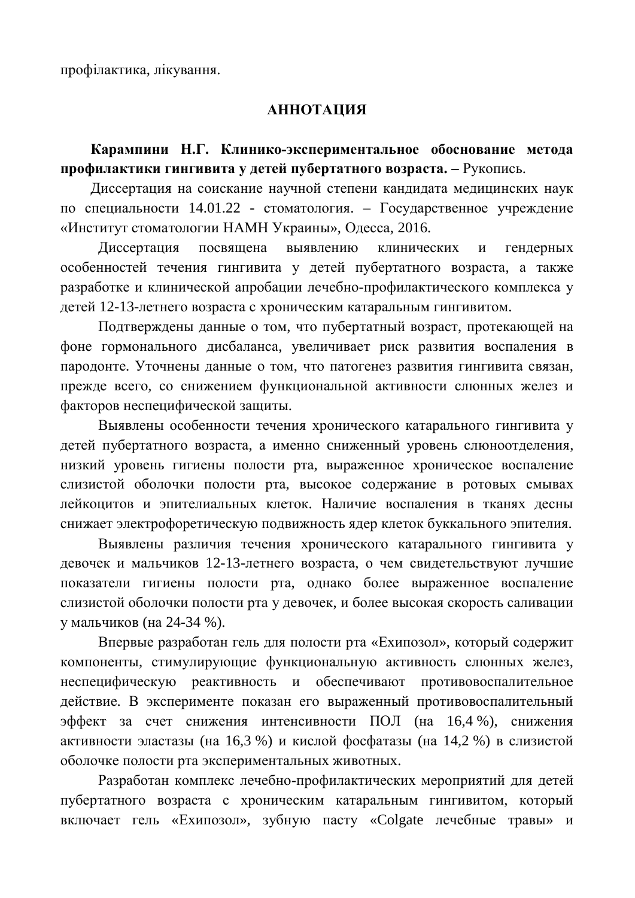профілактика, лікування.

## АННОТАЦИЯ

**Карампини Н.Г. Клинико-экспериментальное обоснование метода профилактики гингивита у детей пубертатного возраста. –** Рукопись.

Диссертация на соискание научной степени кандидата медицинских наук по специальности 14.01.22 - стоматология. – Государственное учреждение «Институт стоматологии НАМН Украины», Одесса, 2016.

Диссертация посвящена выявлению клинических и гендерных особенностей течения гингивита у детей пубертатного возраста, а также разработке и клинической апробации лечебно-профилактического комплекса у детей 12-13-летнего возраста с хроническим катаральным гингивитом.

Подтверждены данные о том, что пубертатный возраст, протекающей на фоне гормонального дисбаланса, увеличивает риск развития воспаления в пародонте. Уточнены данные о том, что патогенез развития гингивита связан, прежде всего, со снижением функциональной активности слюнных желез и факторов неспецифической защиты.

Выявлены особенности течения хронического катарального гингивита у детей пубертатного возраста, а именно сниженный уровень слюноотделения, низкий уровень гигиены полости рта, выраженное хроническое воспаление слизистой оболочки полости рта, высокое содержание в ротовых смывах лейкоцитов и эпителиальных клеток. Наличие воспаления в тканях десны снижает электрофоретическую подвижность ядер клеток буккального эпителия.

Выявлены различия течения хронического катарального гингивита у девочек и мальчиков 12-13-летнего возраста, о чем свидетельствуют лучшие показатели гигиены полости рта, однако более выраженное воспаление слизистой оболочки полости рта у девочек, и более высокая скорость саливации у мальчиков (на 24-34 %).

Впервые разработан гель для полости рта «Ехипозол», который содержит компоненты, стимулирующие функциональную активность слюнных желез, неспецифическую реактивность и обеспечивают противовоспалительное действие. В эксперименте показан его выраженный противовоспалительный эффект за счет снижения интенсивности ПОЛ (на 16,4 %), снижения активности эластазы (на 16,3 %) и кислой фосфатазы (на 14,2 %) в слизистой оболочке полости рта экспериментальных животных.

Разработан комплекс лечебно-профилактических мероприятий для детей пубертатного возраста с хроническим катаральным гингивитом, который включает гель «Ехипозол», зубную пасту «Colgate лечебные травы» и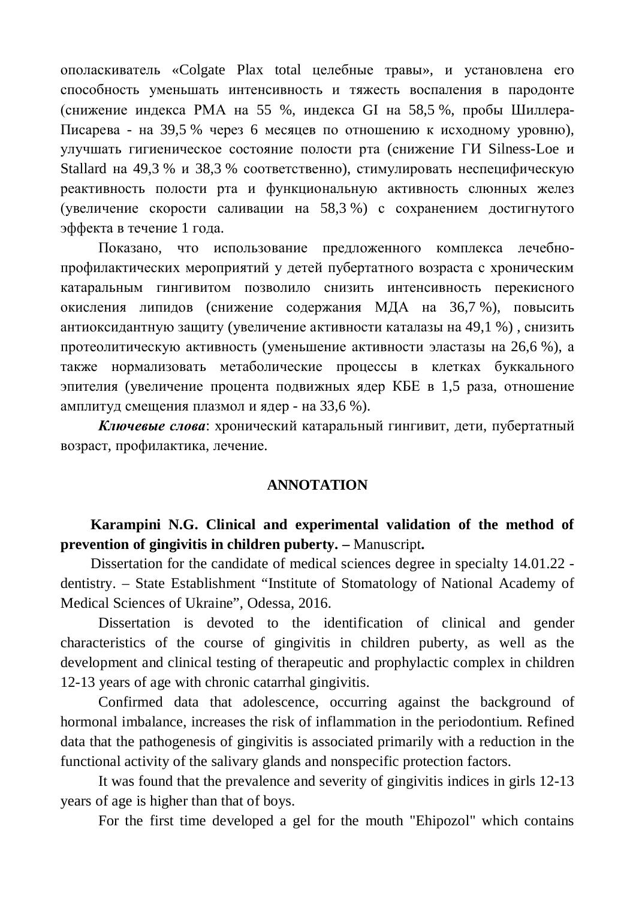ополаскиватель «Colgate Plax total целебные травы», и установлена его способность уменьшать интенсивность и тяжесть воспаления в пародонте (снижение индекса РМА на 55 %, индекса GI на 58,5 %, пробы Шиллера-Писарева - на 39,5 % через 6 месяцев по отношению к исходному уровню), улучшать гигиеническое состояние полости рта (снижение ГИ Silness-Loe и Stallard на 49,3 % и 38,3 % соответственно), стимулировать неспецифическую реактивность полости рта и функциональную активность слюнных желез (увеличение скорости саливации на 58,3 %) с сохранением достигнутого эффекта в течение 1 года.

Показано, что использование предложенного комплекса лечебно-профилактических мероприятий у детей пубертатного возраста с хроническим катаральным гингивитом позволило снизить интенсивность перекисного окисления липидов (снижение содержания МДА на 36,7 %), повысить антиоксидантную защиту (увеличение активности каталазы на 49,1 %) , снизить протеолитическую активность (уменьшение активности эластазы на 26,6 %), а также нормализовать метаболические процессы в клетках буккального эпителия (увеличение процента подвижных ядер КБЕ в 1,5 раза, отношение амплитуд смещения плазмол и ядер - на 33,6 %).

***Ключевые слова***: хронический катаральный гингивит, дети, пубертатный возраст, профилактика, лечение.

## ANNOTATION

**Karampini N.G. Clinical and experimental validation of the method of prevention of gingivitis in children puberty. –** Manuscript**.**

Dissertation for the candidate of medical sciences degree in specialty 14.01.22 - dentistry. – State Establishment "Institute of Stomatology of National Academy of Medical Sciences of Ukraine", Odessa, 2016.

Dissertation is devoted to the identification of clinical and gender characteristics of the course of gingivitis in children puberty, as well as the development and clinical testing of therapeutic and prophylactic complex in children 12-13 years of age with chronic catarrhal gingivitis.

Confirmed data that adolescence, occurring against the background of hormonal imbalance, increases the risk of inflammation in the periodontium. Refined data that the pathogenesis of gingivitis is associated primarily with a reduction in the functional activity of the salivary glands and nonspecific protection factors.

It was found that the prevalence and severity of gingivitis indices in girls 12-13 years of age is higher than that of boys.

For the first time developed a gel for the mouth "Ehipozol" which contains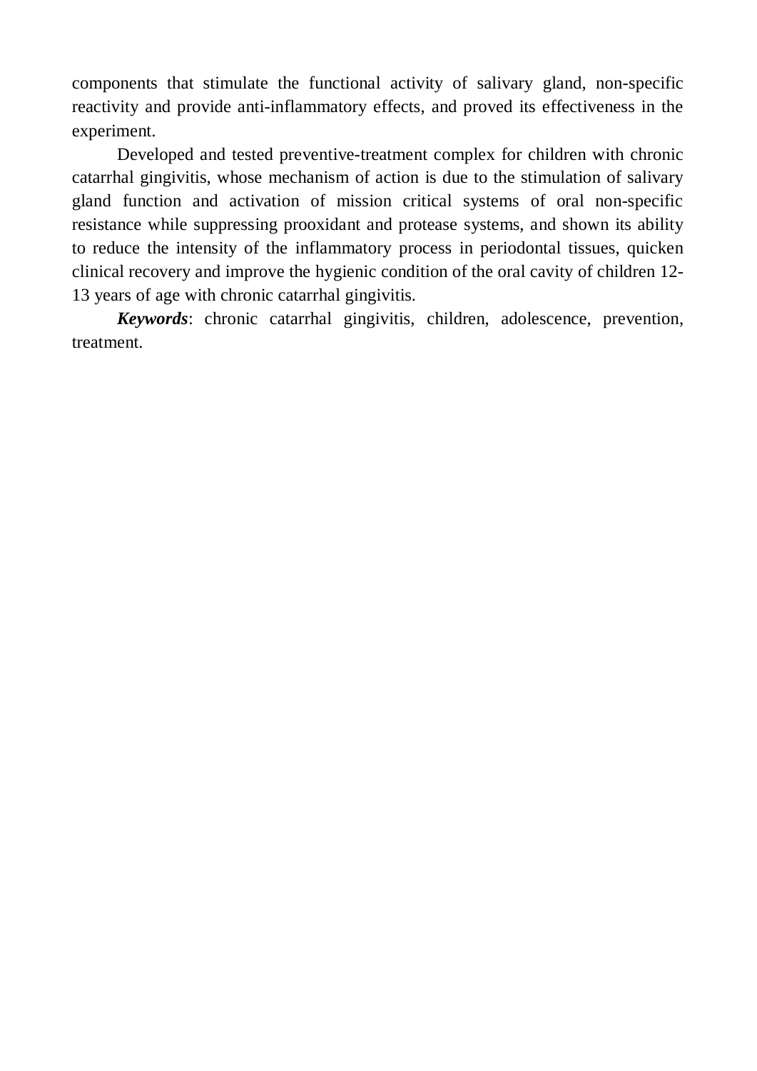components that stimulate the functional activity of salivary gland, non-specific reactivity and provide anti-inflammatory effects, and proved its effectiveness in the experiment.

Developed and tested preventive-treatment complex for children with chronic catarrhal gingivitis, whose mechanism of action is due to the stimulation of salivary gland function and activation of mission critical systems of oral non-specific resistance while suppressing prooxidant and protease systems, and shown its ability to reduce the intensity of the inflammatory process in periodontal tissues, quicken clinical recovery and improve the hygienic condition of the oral cavity of children 12-13 years of age with chronic catarrhal gingivitis.

***Keywords***: chronic catarrhal gingivitis, children, adolescence, prevention, treatment.